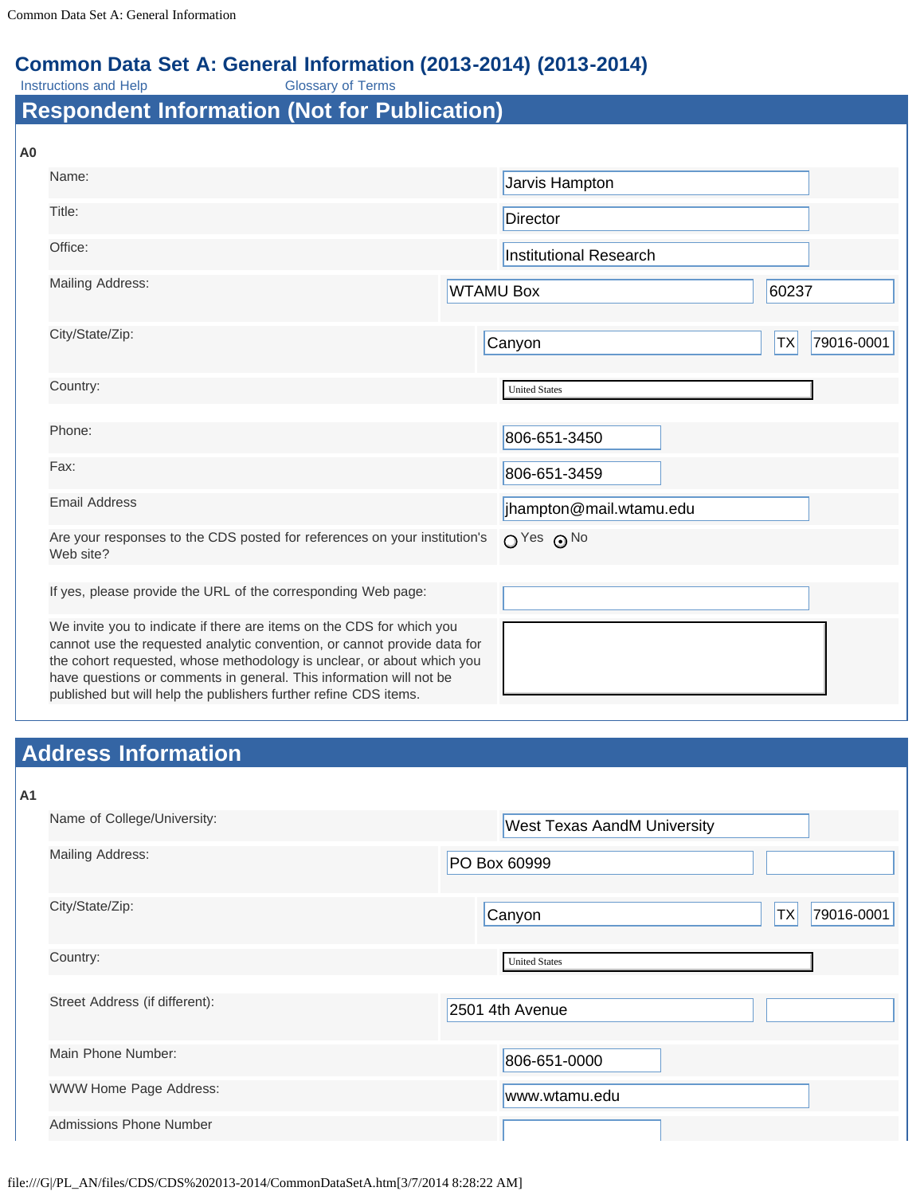# Common Data Set A: General Information (2013-2014) (2013-2014)

Instructions and Help Glossary of Terms

## Respondent Information (Not for Publication)

**A0**

| | |
|---|---|
| Name: | Jarvis Hampton |
| Title: | Director |
| Office: | Institutional Research |
| Mailing Address: | WTAMU Box 60237 |
| City/State/Zip: | Canyon TX 79016-0001 |
| Country: | United States |
| Phone: | 806-651-3450 |
| Fax: | 806-651-3459 |
| Email Address | jhampton@mail.wtamu.edu |
| Are your responses to the CDS posted for references on your institution's Web site? | ○ Yes ⦿ No |
| If yes, please provide the URL of the corresponding Web page: | |
| We invite you to indicate if there are items on the CDS for which you cannot use the requested analytic convention, or cannot provide data for the cohort requested, whose methodology is unclear, or about which you have questions or comments in general. This information will not be published but will help the publishers further refine CDS items. | |

## Address Information

**A1**

| | |
|---|---|
| Name of College/University: | West Texas AandM University |
| Mailing Address: | PO Box 60999 |
| City/State/Zip: | Canyon TX 79016-0001 |
| Country: | United States |
| Street Address (if different): | 2501 4th Avenue |
| Main Phone Number: | 806-651-0000 |
| WWW Home Page Address: | www.wtamu.edu |
| Admissions Phone Number | |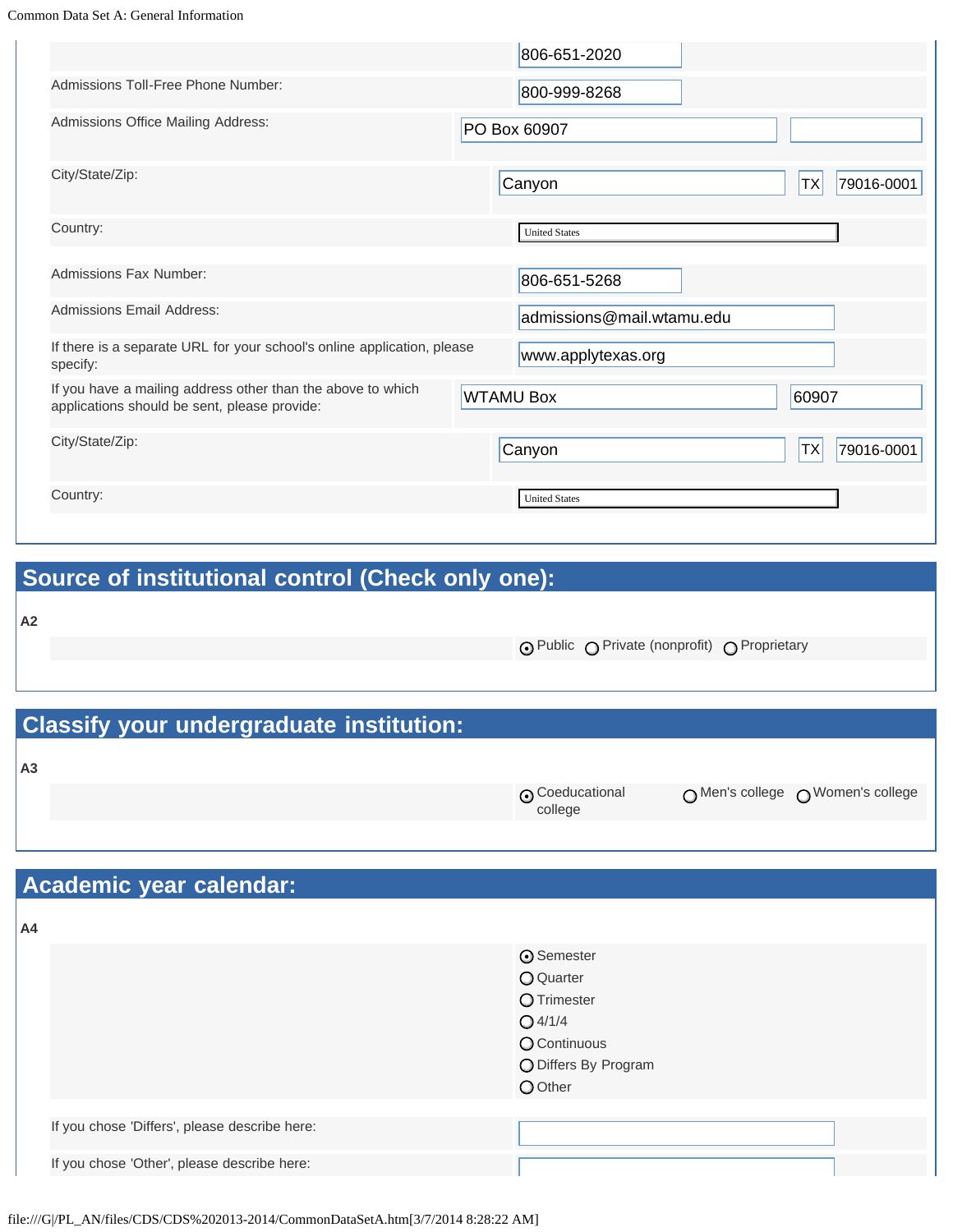| | |
|---|---|
| | 806-651-2020 |
| Admissions Toll-Free Phone Number: | 800-999-8268 |
| Admissions Office Mailing Address: | PO Box 60907 |
| City/State/Zip: | Canyon TX 79016-0001 |
| Country: | United States |
| Admissions Fax Number: | 806-651-5268 |
| Admissions Email Address: | admissions@mail.wtamu.edu |
| If there is a separate URL for your school's online application, please specify: | www.applytexas.org |
| If you have a mailing address other than the above to which applications should be sent, please provide: | WTAMU Box 60907 |
| City/State/Zip: | Canyon TX 79016-0001 |
| Country: | United States |

## Source of institutional control (Check only one):

**A2**

- (●) Public
- ( ) Private (nonprofit)
- ( ) Proprietary

## Classify your undergraduate institution:

**A3**

- (●) Coeducational college
- ( ) Men's college
- ( ) Women's college

## Academic year calendar:

**A4**

- (●) Semester
- ( ) Quarter
- ( ) Trimester
- ( ) 4/1/4
- ( ) Continuous
- ( ) Differs By Program
- ( ) Other

If you chose 'Differs', please describe here:

If you chose 'Other', please describe here: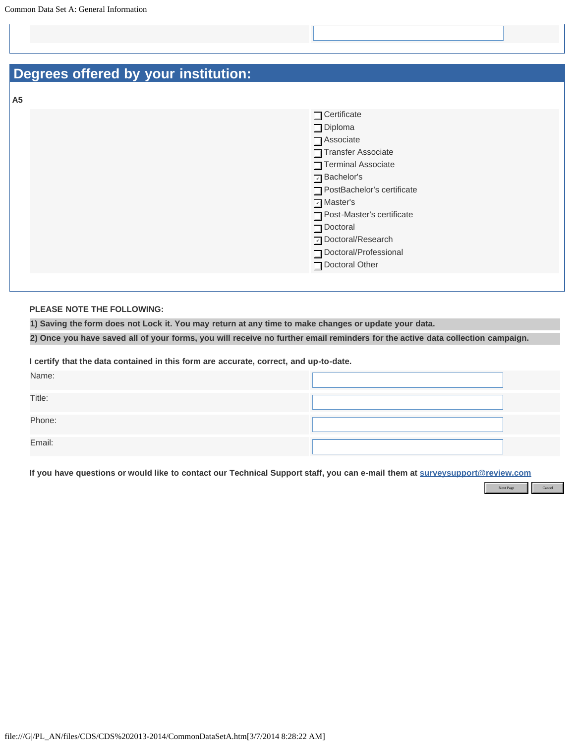## Degrees offered by your institution:

**A5**

- [ ] Certificate
- [ ] Diploma
- [ ] Associate
- [ ] Transfer Associate
- [ ] Terminal Associate
- [x] Bachelor's
- [ ] PostBachelor's certificate
- [x] Master's
- [ ] Post-Master's certificate
- [ ] Doctoral
- [x] Doctoral/Research
- [ ] Doctoral/Professional
- [ ] Doctoral Other

**PLEASE NOTE THE FOLLOWING:**

**1) Saving the form does not Lock it. You may return at any time to make changes or update your data.**

**2) Once you have saved all of your forms, you will receive no further email reminders for the active data collection campaign.**

**I certify that the data contained in this form are accurate, correct, and up-to-date.**

| | |
|---|---|
| Name: | |
| Title: | |
| Phone: | |
| Email: | |

**If you have questions or would like to contact our Technical Support staff, you can e-mail them at surveysupport@review.com**

Next Page | Cancel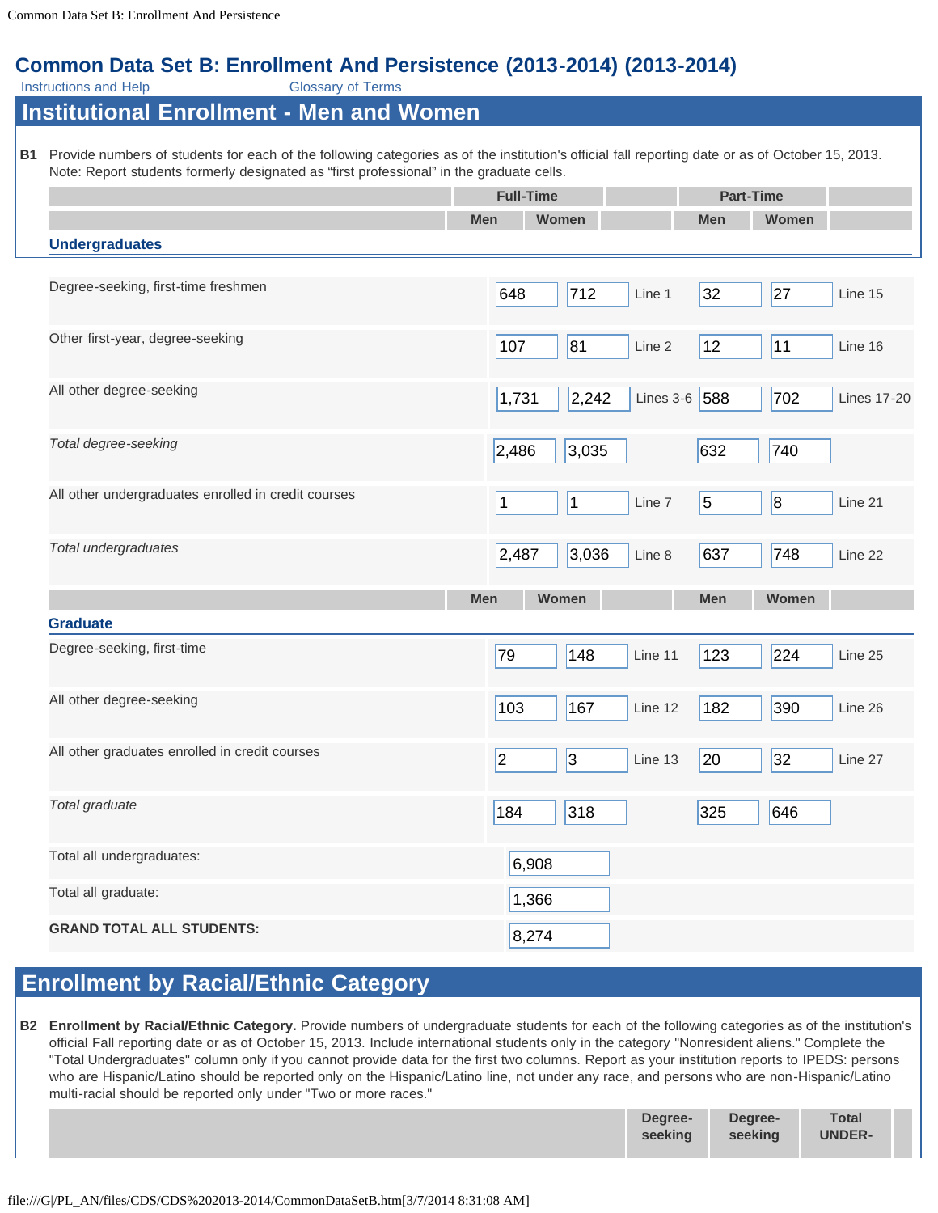# Common Data Set B: Enrollment And Persistence (2013-2014) (2013-2014)

Instructions and Help    Glossary of Terms

## Institutional Enrollment - Men and Women

**B1** Provide numbers of students for each of the following categories as of the institution's official fall reporting date or as of October 15, 2013. Note: Report students formerly designated as "first professional" in the graduate cells.

| | Full-Time | | | Part-Time | | |
|---|---|---|---|---|---|---|
| | Men | Women | | Men | Women | |
| **Undergraduates** | | | | | | |
| Degree-seeking, first-time freshmen | 648 | 712 | Line 1 | 32 | 27 | Line 15 |
| Other first-year, degree-seeking | 107 | 81 | Line 2 | 12 | 11 | Line 16 |
| All other degree-seeking | 1,731 | 2,242 | Lines 3-6 | 588 | 702 | Lines 17-20 |
| *Total degree-seeking* | 2,486 | 3,035 | | 632 | 740 | |
| All other undergraduates enrolled in credit courses | 1 | 1 | Line 7 | 5 | 8 | Line 21 |
| *Total undergraduates* | 2,487 | 3,036 | Line 8 | 637 | 748 | Line 22 |
| | Men | Women | | Men | Women | |
| **Graduate** | | | | | | |
| Degree-seeking, first-time | 79 | 148 | Line 11 | 123 | 224 | Line 25 |
| All other degree-seeking | 103 | 167 | Line 12 | 182 | 390 | Line 26 |
| All other graduates enrolled in credit courses | 2 | 3 | Line 13 | 20 | 32 | Line 27 |
| *Total graduate* | 184 | 318 | | 325 | 646 | |
| Total all undergraduates: | 6,908 | | | | | |
| Total all graduate: | 1,366 | | | | | |
| **GRAND TOTAL ALL STUDENTS:** | 8,274 | | | | | |

## Enrollment by Racial/Ethnic Category

**B2** **Enrollment by Racial/Ethnic Category.** Provide numbers of undergraduate students for each of the following categories as of the institution's official Fall reporting date or as of October 15, 2013. Include international students only in the category "Nonresident aliens." Complete the "Total Undergraduates" column only if you cannot provide data for the first two columns. Report as your institution reports to IPEDS: persons who are Hispanic/Latino should be reported only on the Hispanic/Latino line, not under any race, and persons who are non-Hispanic/Latino multi-racial should be reported only under "Two or more races."

| | Degree-seeking | Degree-seeking | Total UNDER- |
|---|---|---|---|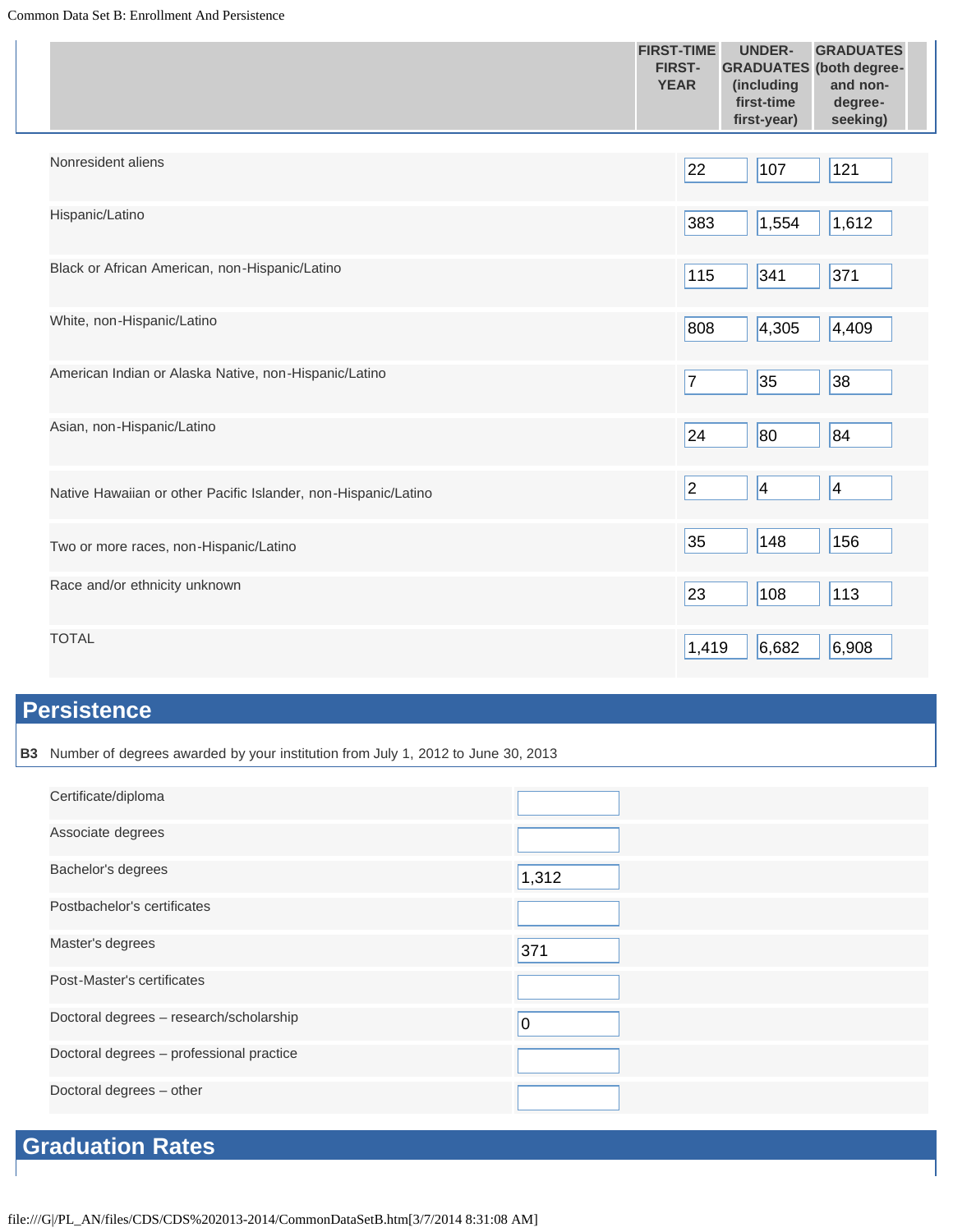| | FIRST-TIME FIRST-YEAR | UNDER-GRADUATES (including first-time first-year) | GRADUATES (both degree- and non-degree-seeking) |
|---|---|---|---|
| Nonresident aliens | 22 | 107 | 121 |
| Hispanic/Latino | 383 | 1,554 | 1,612 |
| Black or African American, non-Hispanic/Latino | 115 | 341 | 371 |
| White, non-Hispanic/Latino | 808 | 4,305 | 4,409 |
| American Indian or Alaska Native, non-Hispanic/Latino | 7 | 35 | 38 |
| Asian, non-Hispanic/Latino | 24 | 80 | 84 |
| Native Hawaiian or other Pacific Islander, non-Hispanic/Latino | 2 | 4 | 4 |
| Two or more races, non-Hispanic/Latino | 35 | 148 | 156 |
| Race and/or ethnicity unknown | 23 | 108 | 113 |
| TOTAL | 1,419 | 6,682 | 6,908 |

## Persistence

**B3** Number of degrees awarded by your institution from July 1, 2012 to June 30, 2013

| | |
|---|---|
| Certificate/diploma | |
| Associate degrees | |
| Bachelor's degrees | 1,312 |
| Postbachelor's certificates | |
| Master's degrees | 371 |
| Post-Master's certificates | |
| Doctoral degrees – research/scholarship | 0 |
| Doctoral degrees – professional practice | |
| Doctoral degrees – other | |

## Graduation Rates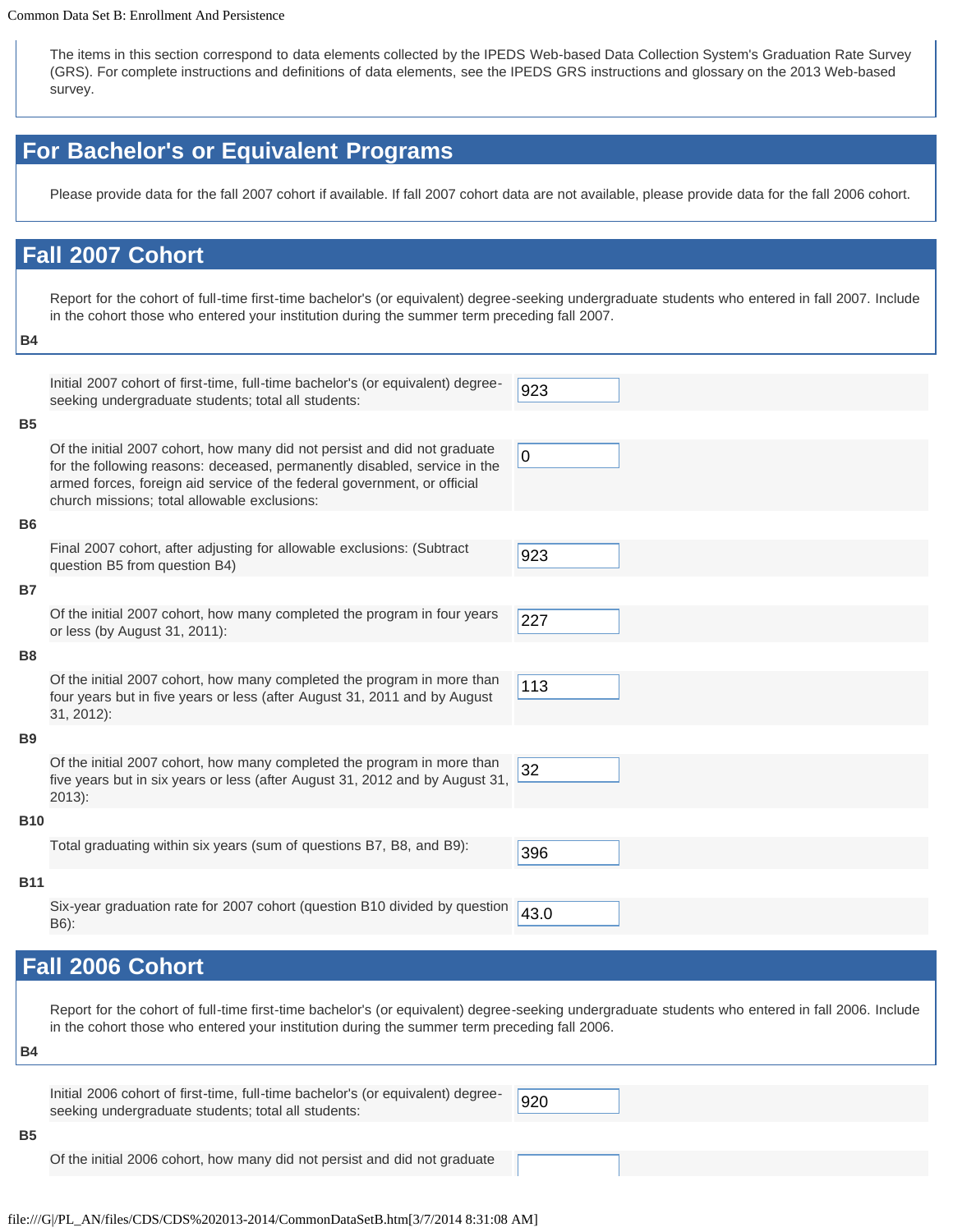The items in this section correspond to data elements collected by the IPEDS Web-based Data Collection System's Graduation Rate Survey (GRS). For complete instructions and definitions of data elements, see the IPEDS GRS instructions and glossary on the 2013 Web-based survey.

## For Bachelor's or Equivalent Programs

Please provide data for the fall 2007 cohort if available. If fall 2007 cohort data are not available, please provide data for the fall 2006 cohort.

## Fall 2007 Cohort

Report for the cohort of full-time first-time bachelor's (or equivalent) degree-seeking undergraduate students who entered in fall 2007. Include in the cohort those who entered your institution during the summer term preceding fall 2007.

**B4**

Initial 2007 cohort of first-time, full-time bachelor's (or equivalent) degree-seeking undergraduate students; total all students: 923

**B5**

Of the initial 2007 cohort, how many did not persist and did not graduate for the following reasons: deceased, permanently disabled, service in the armed forces, foreign aid service of the federal government, or official church missions; total allowable exclusions: 0

**B6**

Final 2007 cohort, after adjusting for allowable exclusions: (Subtract question B5 from question B4) 923

**B7**

Of the initial 2007 cohort, how many completed the program in four years or less (by August 31, 2011): 227

**B8**

Of the initial 2007 cohort, how many completed the program in more than four years but in five years or less (after August 31, 2011 and by August 31, 2012): 113

**B9**

Of the initial 2007 cohort, how many completed the program in more than five years but in six years or less (after August 31, 2012 and by August 31, 2013): 32

**B10**

Total graduating within six years (sum of questions B7, B8, and B9): 396

**B11**

Six-year graduation rate for 2007 cohort (question B10 divided by question B6): 43.0

## Fall 2006 Cohort

Report for the cohort of full-time first-time bachelor's (or equivalent) degree-seeking undergraduate students who entered in fall 2006. Include in the cohort those who entered your institution during the summer term preceding fall 2006.

**B4**

Initial 2006 cohort of first-time, full-time bachelor's (or equivalent) degree-seeking undergraduate students; total all students: 920

**B5**

Of the initial 2006 cohort, how many did not persist and did not graduate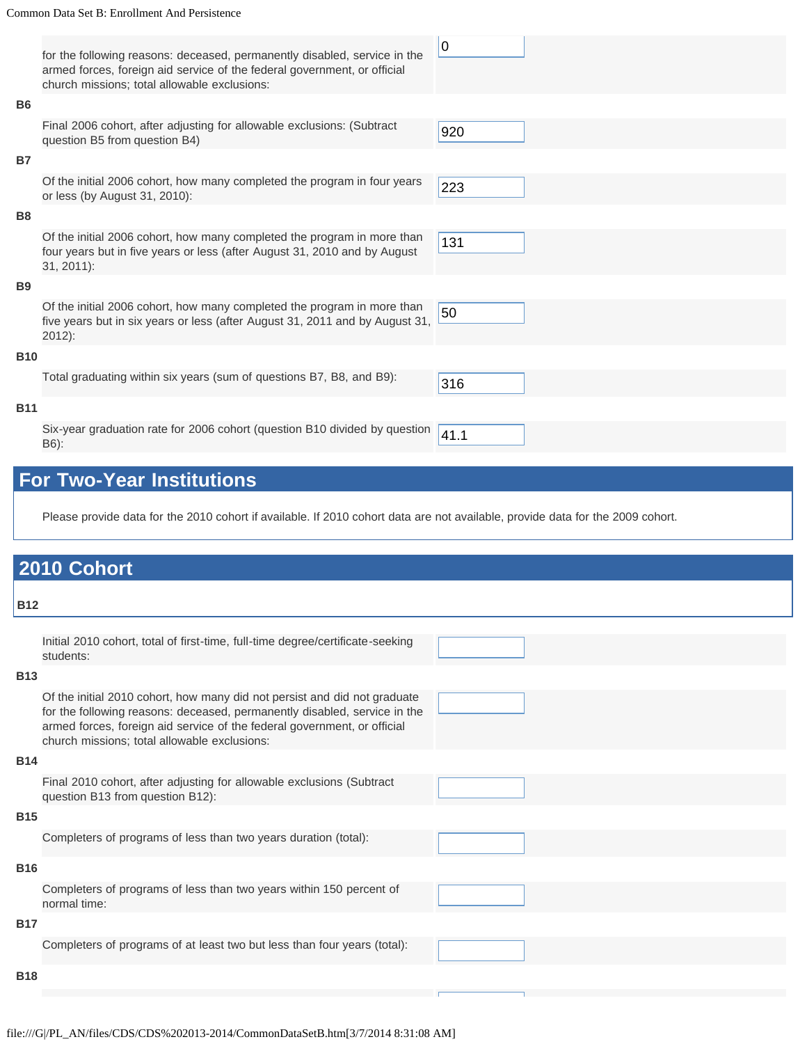| | | |
|---|---|---|
| | for the following reasons: deceased, permanently disabled, service in the armed forces, foreign aid service of the federal government, or official church missions; total allowable exclusions: | 0 |
| **B6** | | |
| | Final 2006 cohort, after adjusting for allowable exclusions: (Subtract question B5 from question B4) | 920 |
| **B7** | | |
| | Of the initial 2006 cohort, how many completed the program in four years or less (by August 31, 2010): | 223 |
| **B8** | | |
| | Of the initial 2006 cohort, how many completed the program in more than four years but in five years or less (after August 31, 2010 and by August 31, 2011): | 131 |
| **B9** | | |
| | Of the initial 2006 cohort, how many completed the program in more than five years but in six years or less (after August 31, 2011 and by August 31, 2012): | 50 |
| **B10** | | |
| | Total graduating within six years (sum of questions B7, B8, and B9): | 316 |
| **B11** | | |
| | Six-year graduation rate for 2006 cohort (question B10 divided by question B6): | 41.1 |

## For Two-Year Institutions

Please provide data for the 2010 cohort if available. If 2010 cohort data are not available, provide data for the 2009 cohort.

## 2010 Cohort

| | | |
|---|---|---|
| **B12** | | |
| | Initial 2010 cohort, total of first-time, full-time degree/certificate-seeking students: | |
| **B13** | | |
| | Of the initial 2010 cohort, how many did not persist and did not graduate for the following reasons: deceased, permanently disabled, service in the armed forces, foreign aid service of the federal government, or official church missions; total allowable exclusions: | |
| **B14** | | |
| | Final 2010 cohort, after adjusting for allowable exclusions (Subtract question B13 from question B12): | |
| **B15** | | |
| | Completers of programs of less than two years duration (total): | |
| **B16** | | |
| | Completers of programs of less than two years within 150 percent of normal time: | |
| **B17** | | |
| | Completers of programs of at least two but less than four years (total): | |
| **B18** | | |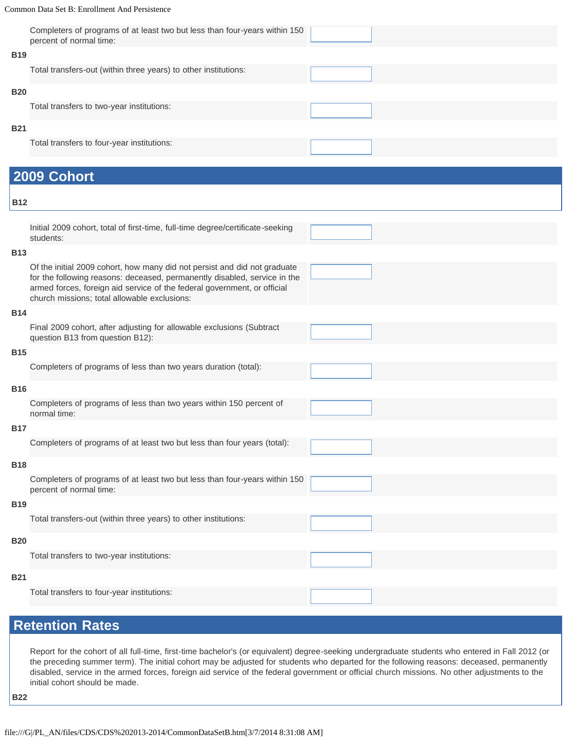Completers of programs of at least two but less than four-years within 150 percent of normal time:

**B19**

Total transfers-out (within three years) to other institutions:

**B20**

Total transfers to two-year institutions:

**B21**

Total transfers to four-year institutions:

## 2009 Cohort

**B12**

Initial 2009 cohort, total of first-time, full-time degree/certificate-seeking students:

**B13**

Of the initial 2009 cohort, how many did not persist and did not graduate for the following reasons: deceased, permanently disabled, service in the armed forces, foreign aid service of the federal government, or official church missions; total allowable exclusions:

**B14**

Final 2009 cohort, after adjusting for allowable exclusions (Subtract question B13 from question B12):

**B15**

Completers of programs of less than two years duration (total):

**B16**

Completers of programs of less than two years within 150 percent of normal time:

**B17**

Completers of programs of at least two but less than four years (total):

**B18**

Completers of programs of at least two but less than four-years within 150 percent of normal time:

**B19**

Total transfers-out (within three years) to other institutions:

**B20**

Total transfers to two-year institutions:

**B21**

Total transfers to four-year institutions:

## Retention Rates

Report for the cohort of all full-time, first-time bachelor's (or equivalent) degree-seeking undergraduate students who entered in Fall 2012 (or the preceding summer term). The initial cohort may be adjusted for students who departed for the following reasons: deceased, permanently disabled, service in the armed forces, foreign aid service of the federal government or official church missions. No other adjustments to the initial cohort should be made.

**B22**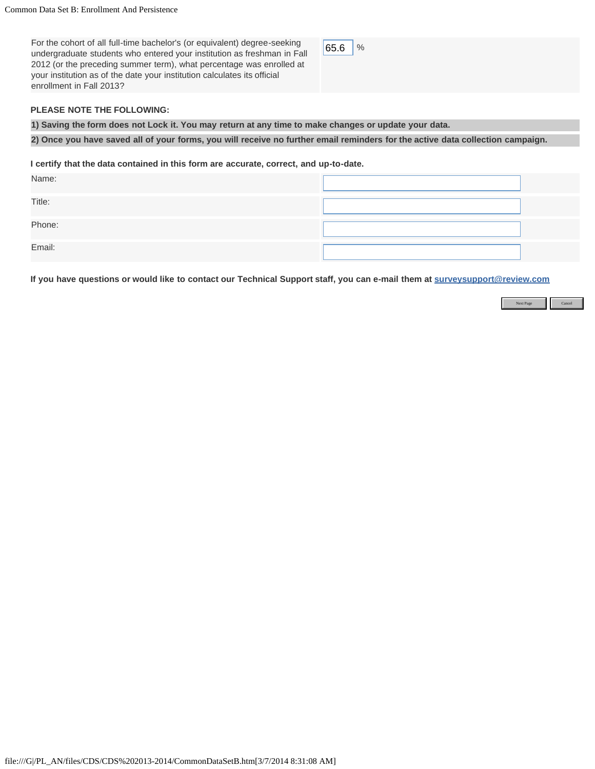| For the cohort of all full-time bachelor's (or equivalent) degree-seeking undergraduate students who entered your institution as freshman in Fall 2012 (or the preceding summer term), what percentage was enrolled at your institution as of the date your institution calculates its official enrollment in Fall 2013? | 65.6 % |
| --- | --- |

**PLEASE NOTE THE FOLLOWING:**

**1) Saving the form does not Lock it. You may return at any time to make changes or update your data.**

**2) Once you have saved all of your forms, you will receive no further email reminders for the active data collection campaign.**

**I certify that the data contained in this form are accurate, correct, and up-to-date.**

| Name: | |
| --- | --- |
| Title: | |
| Phone: | |
| Email: | |

**If you have questions or would like to contact our Technical Support staff, you can e-mail them at surveysupport@review.com**

Next Page | Cancel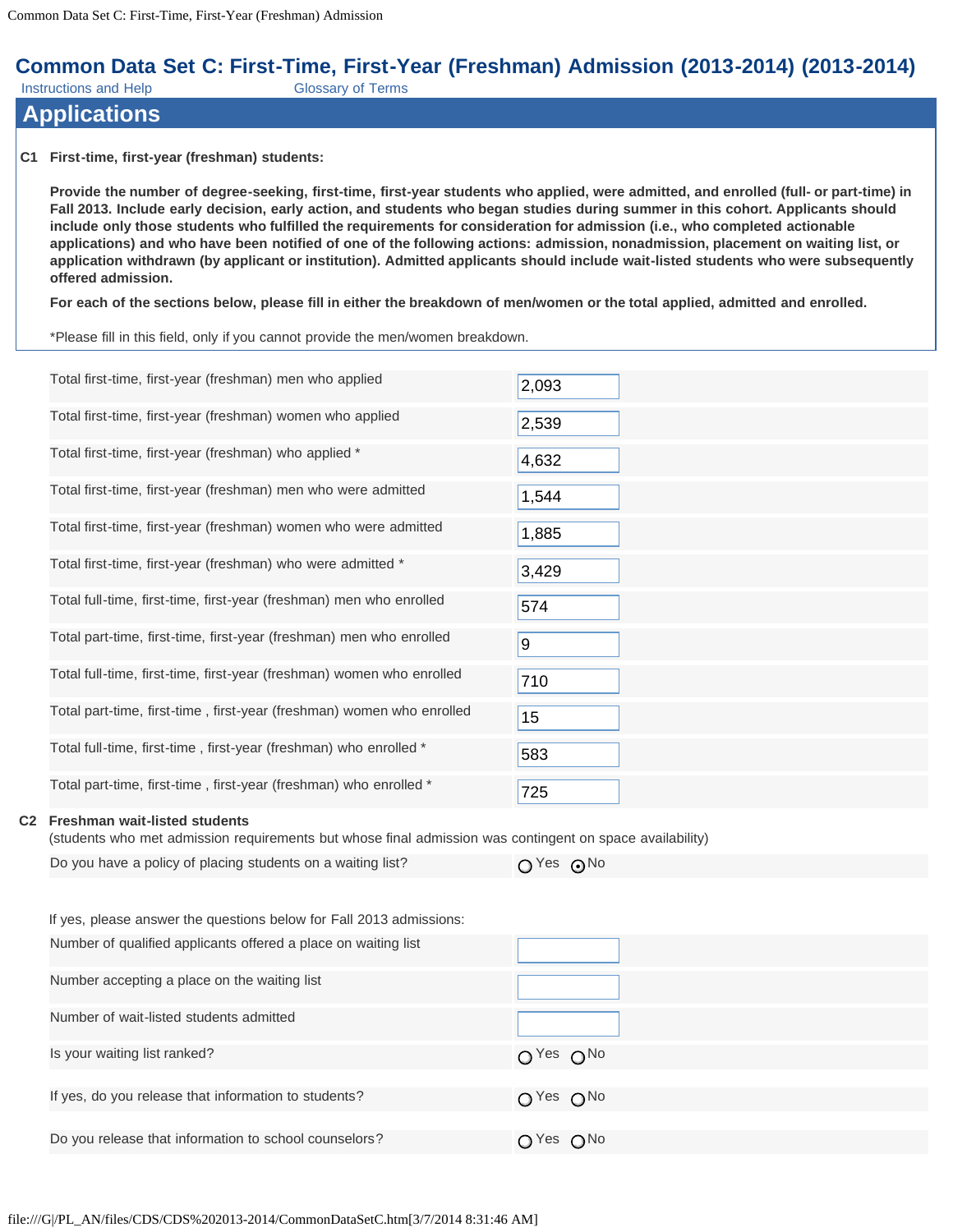# Common Data Set C: First-Time, First-Year (Freshman) Admission (2013-2014) (2013-2014)

Instructions and Help    Glossary of Terms

## Applications

**C1 First-time, first-year (freshman) students:**

**Provide the number of degree-seeking, first-time, first-year students who applied, were admitted, and enrolled (full- or part-time) in Fall 2013. Include early decision, early action, and students who began studies during summer in this cohort. Applicants should include only those students who fulfilled the requirements for consideration for admission (i.e., who completed actionable applications) and who have been notified of one of the following actions: admission, nonadmission, placement on waiting list, or application withdrawn (by applicant or institution). Admitted applicants should include wait-listed students who were subsequently offered admission.**

**For each of the sections below, please fill in either the breakdown of men/women or the total applied, admitted and enrolled.**

*Please fill in this field, only if you cannot provide the men/women breakdown.

| Item | Value |
|---|---|
| Total first-time, first-year (freshman) men who applied | 2,093 |
| Total first-time, first-year (freshman) women who applied | 2,539 |
| Total first-time, first-year (freshman) who applied * | 4,632 |
| Total first-time, first-year (freshman) men who were admitted | 1,544 |
| Total first-time, first-year (freshman) women who were admitted | 1,885 |
| Total first-time, first-year (freshman) who were admitted * | 3,429 |
| Total full-time, first-time, first-year (freshman) men who enrolled | 574 |
| Total part-time, first-time, first-year (freshman) men who enrolled | 9 |
| Total full-time, first-time, first-year (freshman) women who enrolled | 710 |
| Total part-time, first-time , first-year (freshman) women who enrolled | 15 |
| Total full-time, first-time , first-year (freshman) who enrolled * | 583 |
| Total part-time, first-time , first-year (freshman) who enrolled * | 725 |

**C2 Freshman wait-listed students**
(students who met admission requirements but whose final admission was contingent on space availability)

| Item | Value |
|---|---|
| Do you have a policy of placing students on a waiting list? | ○ Yes ⦿ No |

If yes, please answer the questions below for Fall 2013 admissions:

| Item | Value |
|---|---|
| Number of qualified applicants offered a place on waiting list | |
| Number accepting a place on the waiting list | |
| Number of wait-listed students admitted | |
| Is your waiting list ranked? | ○ Yes ○ No |
| If yes, do you release that information to students? | ○ Yes ○ No |
| Do you release that information to school counselors? | ○ Yes ○ No |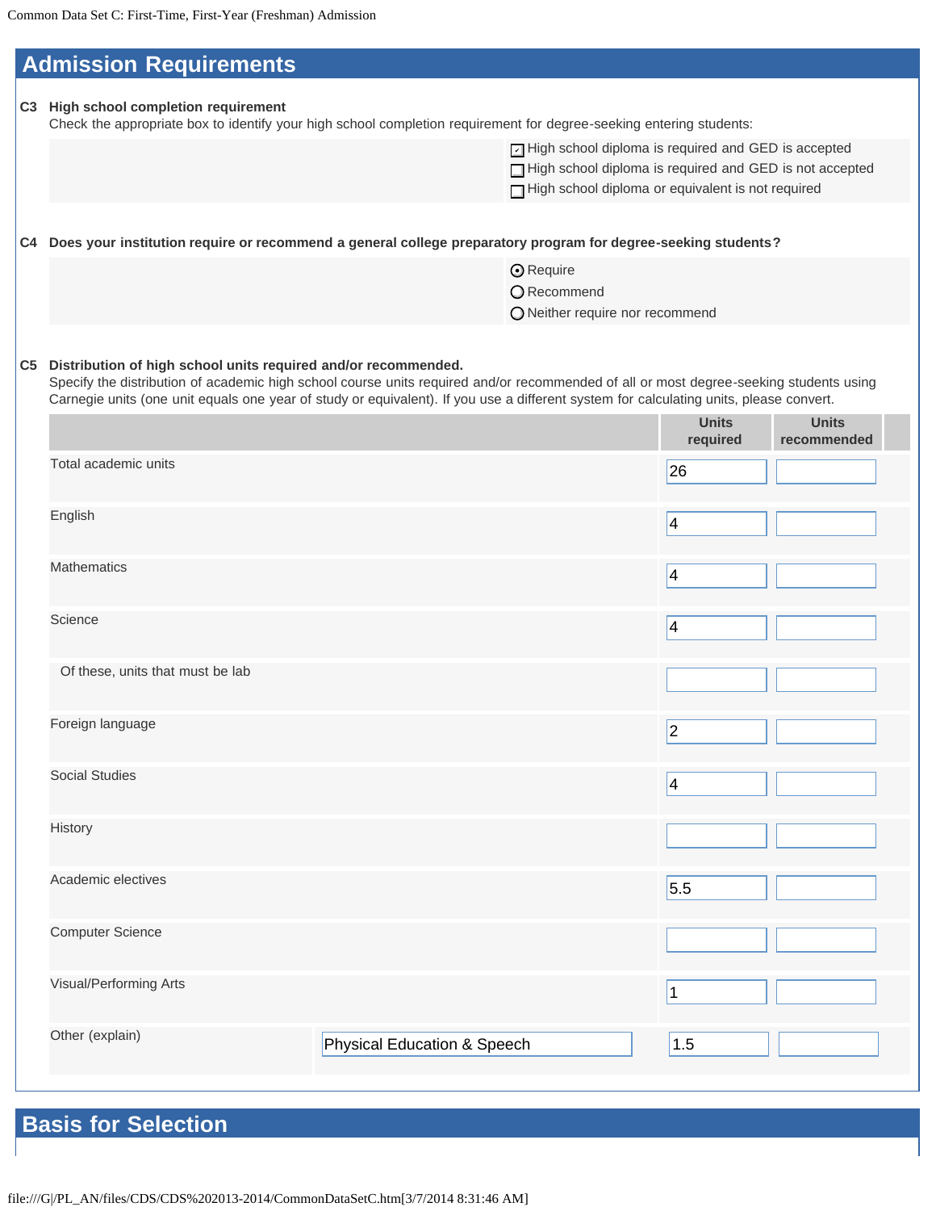## Admission Requirements

**C3 High school completion requirement**

Check the appropriate box to identify your high school completion requirement for degree-seeking entering students:

- [x] High school diploma is required and GED is accepted
- [ ] High school diploma is required and GED is not accepted
- [ ] High school diploma or equivalent is not required

**C4 Does your institution require or recommend a general college preparatory program for degree-seeking students?**

- (●) Require
- ( ) Recommend
- ( ) Neither require nor recommend

**C5 Distribution of high school units required and/or recommended.**

Specify the distribution of academic high school course units required and/or recommended of all or most degree-seeking students using Carnegie units (one unit equals one year of study or equivalent). If you use a different system for calculating units, please convert.

| | Units required | Units recommended |
|---|---|---|
| Total academic units | 26 | |
| English | 4 | |
| Mathematics | 4 | |
| Science | 4 | |
| Of these, units that must be lab | | |
| Foreign language | 2 | |
| Social Studies | 4 | |
| History | | |
| Academic electives | 5.5 | |
| Computer Science | | |
| Visual/Performing Arts | 1 | |
| Other (explain): Physical Education & Speech | 1.5 | |

## Basis for Selection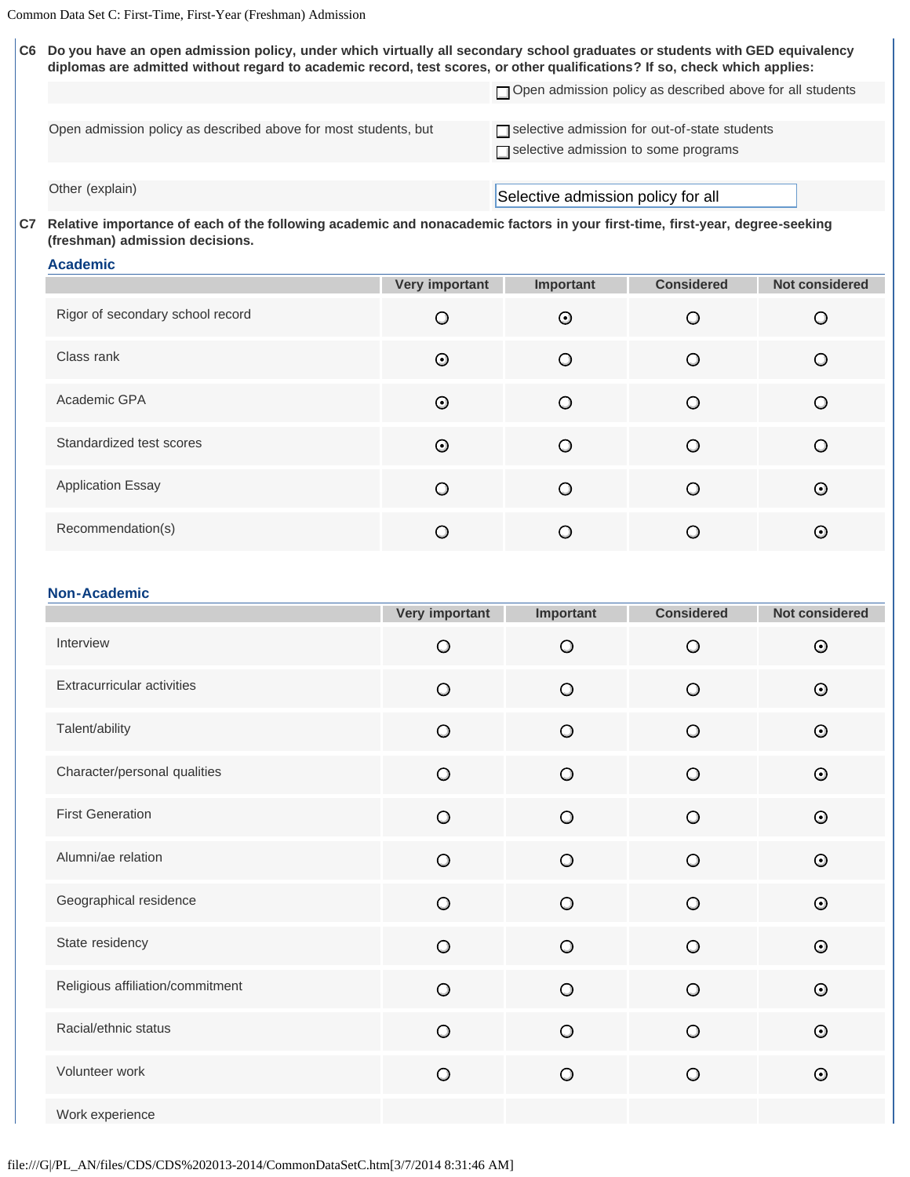**C6** **Do you have an open admission policy, under which virtually all secondary school graduates or students with GED equivalency diplomas are admitted without regard to academic record, test scores, or other qualifications? If so, check which applies:**

| | |
|---|---|
| | ☐ Open admission policy as described above for all students |
| Open admission policy as described above for most students, but | ☐ selective admission for out-of-state students<br>☐ selective admission to some programs |
| Other (explain) | Selective admission policy for all |

**C7** **Relative importance of each of the following academic and nonacademic factors in your first-time, first-year, degree-seeking (freshman) admission decisions.**

### Academic

| | Very important | Important | Considered | Not considered |
|---|---|---|---|---|
| Rigor of secondary school record | | X | | |
| Class rank | X | | | |
| Academic GPA | X | | | |
| Standardized test scores | X | | | |
| Application Essay | | | | X |
| Recommendation(s) | | | | X |

### Non-Academic

| | Very important | Important | Considered | Not considered |
|---|---|---|---|---|
| Interview | | | | X |
| Extracurricular activities | | | | X |
| Talent/ability | | | | X |
| Character/personal qualities | | | | X |
| First Generation | | | | X |
| Alumni/ae relation | | | | X |
| Geographical residence | | | | X |
| State residency | | | | X |
| Religious affiliation/commitment | | | | X |
| Racial/ethnic status | | | | X |
| Volunteer work | | | | X |
| Work experience | | | | |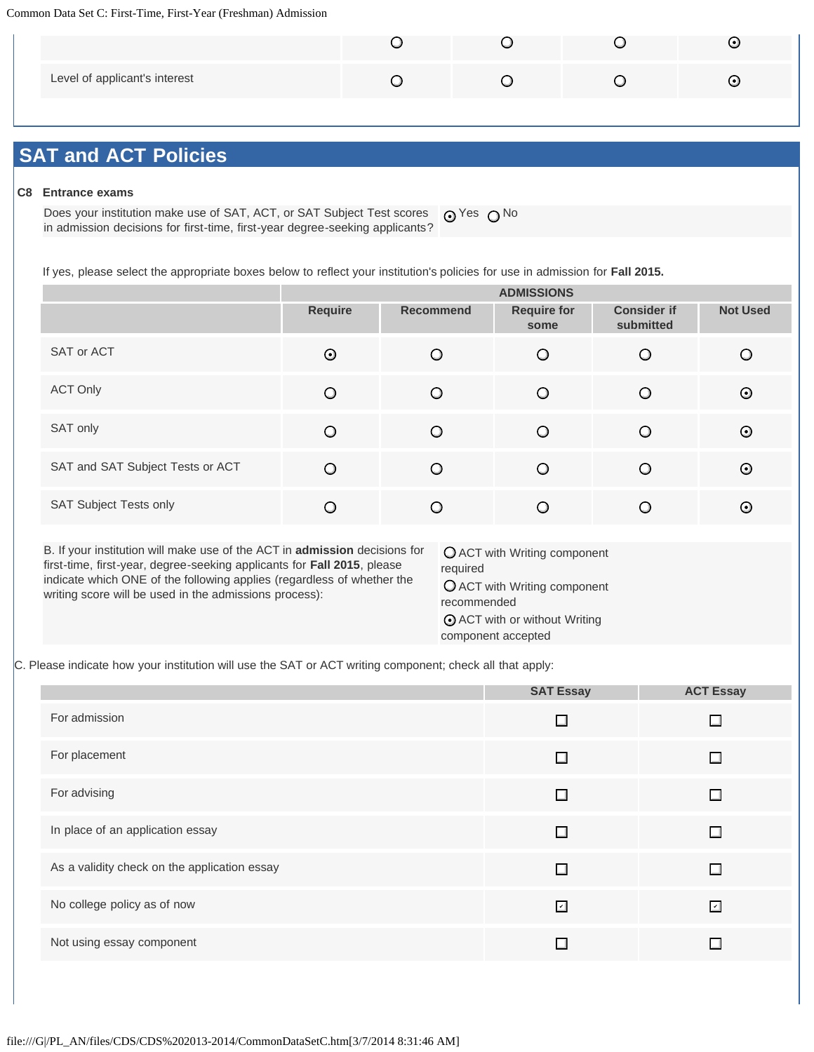| | | | | |
|---|---|---|---|---|
| | ○ | ○ | ○ | ⊙ |
| Level of applicant's interest | ○ | ○ | ○ | ⊙ |

## SAT and ACT Policies

**C8 Entrance exams**

Does your institution make use of SAT, ACT, or SAT Subject Test scores in admission decisions for first-time, first-year degree-seeking applicants? ⊙ Yes ○ No

If yes, please select the appropriate boxes below to reflect your institution's policies for use in admission for **Fall 2015.**

| | ADMISSIONS | | | | |
|---|---|---|---|---|---|
| | Require | Recommend | Require for some | Consider if submitted | Not Used |
| SAT or ACT | ⊙ | ○ | ○ | ○ | ○ |
| ACT Only | ○ | ○ | ○ | ○ | ⊙ |
| SAT only | ○ | ○ | ○ | ○ | ⊙ |
| SAT and SAT Subject Tests or ACT | ○ | ○ | ○ | ○ | ⊙ |
| SAT Subject Tests only | ○ | ○ | ○ | ○ | ⊙ |

B. If your institution will make use of the ACT in **admission** decisions for first-time, first-year, degree-seeking applicants for **Fall 2015**, please indicate which ONE of the following applies (regardless of whether the writing score will be used in the admissions process):

- ○ ACT with Writing component required
- ○ ACT with Writing component recommended
- ⊙ ACT with or without Writing component accepted

C. Please indicate how your institution will use the SAT or ACT writing component; check all that apply:

| | SAT Essay | ACT Essay |
|---|---|---|
| For admission | ☐ | ☐ |
| For placement | ☐ | ☐ |
| For advising | ☐ | ☐ |
| In place of an application essay | ☐ | ☐ |
| As a validity check on the application essay | ☐ | ☐ |
| No college policy as of now | ☑ | ☑ |
| Not using essay component | ☐ | ☐ |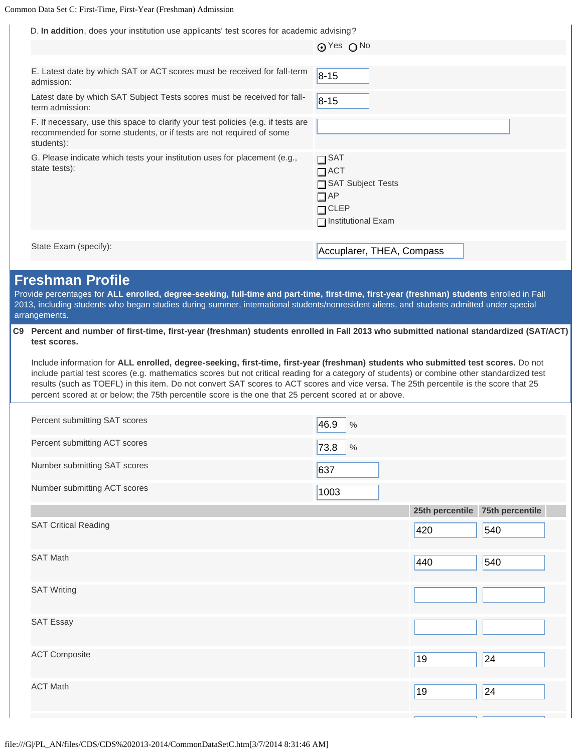D. **In addition**, does your institution use applicants' test scores for academic advising?

◉ Yes ○ No

| | |
|---|---|
| E. Latest date by which SAT or ACT scores must be received for fall-term admission: | 8-15 |
| Latest date by which SAT Subject Tests scores must be received for fall-term admission: | 8-15 |
| F. If necessary, use this space to clarify your test policies (e.g. if tests are recommended for some students, or if tests are not required of some students): | |

G. Please indicate which tests your institution uses for placement (e.g., state tests):

- ☐ SAT
- ☐ ACT
- ☐ SAT Subject Tests
- ☐ AP
- ☐ CLEP
- ☐ Institutional Exam

State Exam (specify): Accplarer, THEA, Compass

## Freshman Profile

Provide percentages for **ALL enrolled, degree-seeking, full-time and part-time, first-time, first-year (freshman) students** enrolled in Fall 2013, including students who began studies during summer, international students/nonresident aliens, and students admitted under special arrangements.

**C9 Percent and number of first-time, first-year (freshman) students enrolled in Fall 2013 who submitted national standardized (SAT/ACT) test scores.**

Include information for **ALL enrolled, degree-seeking, first-time, first-year (freshman) students who submitted test scores.** Do not include partial test scores (e.g. mathematics scores but not critical reading for a category of students) or combine other standardized test results (such as TOEFL) in this item. Do not convert SAT scores to ACT scores and vice versa. The 25th percentile is the score that 25 percent scored at or below; the 75th percentile score is the one that 25 percent scored at or above.

| | |
|---|---|
| Percent submitting SAT scores | 46.9 % |
| Percent submitting ACT scores | 73.8 % |
| Number submitting SAT scores | 637 |
| Number submitting ACT scores | 1003 |

| | 25th percentile | 75th percentile |
|---|---|---|
| SAT Critical Reading | 420 | 540 |
| SAT Math | 440 | 540 |
| SAT Writing | | |
| SAT Essay | | |
| ACT Composite | 19 | 24 |
| ACT Math | 19 | 24 |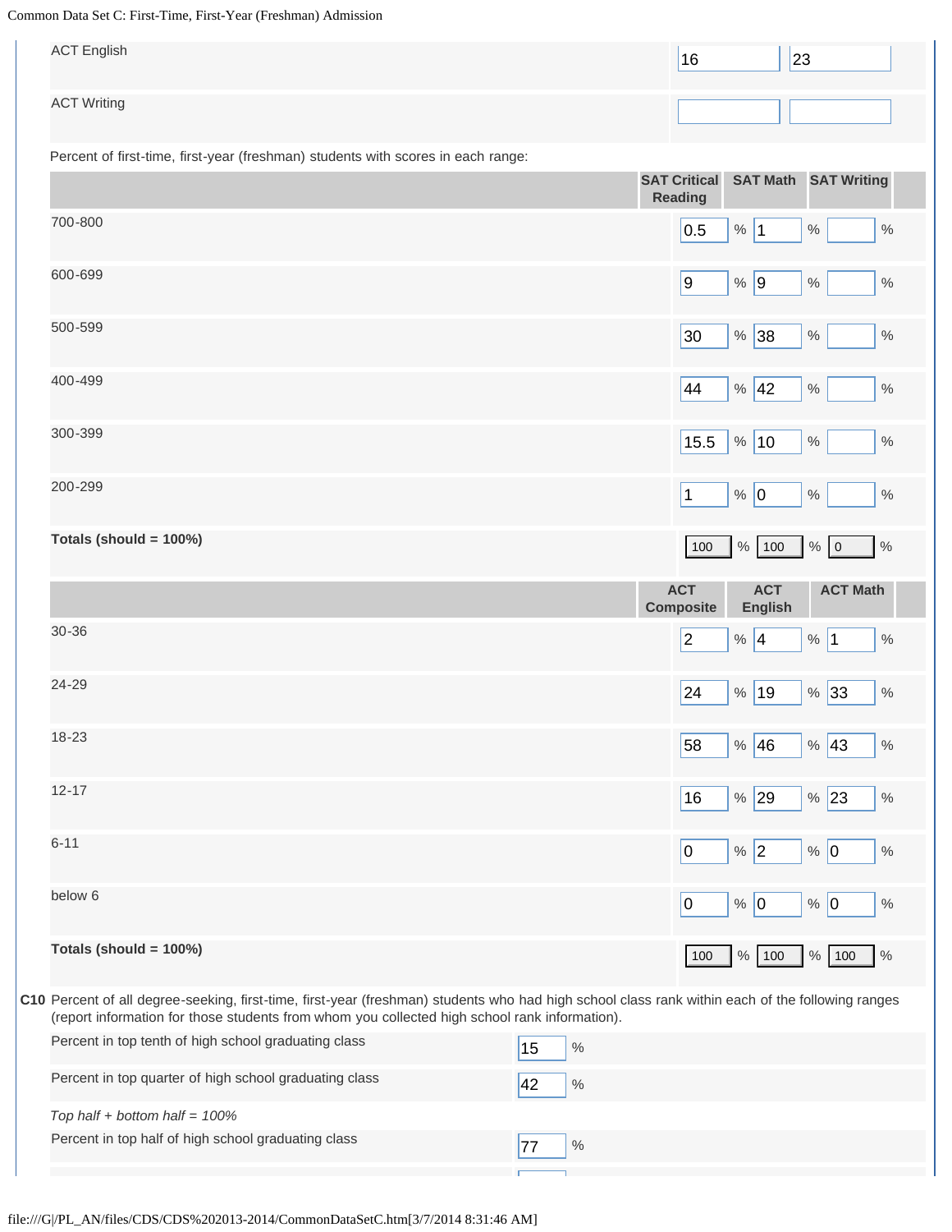| | | |
|---|---|---|
| ACT English | 16 | 23 |
| ACT Writing | | |

Percent of first-time, first-year (freshman) students with scores in each range:

| | SAT Critical Reading | SAT Math | SAT Writing |
|---|---|---|---|
| 700-800 | 0.5 % | 1 % | % |
| 600-699 | 9 % | 9 % | % |
| 500-599 | 30 % | 38 % | % |
| 400-499 | 44 % | 42 % | % |
| 300-399 | 15.5 % | 10 % | % |
| 200-299 | 1 % | 0 % | % |
| **Totals (should = 100%)** | 100 % | 100 % | 0 % |

| | ACT Composite | ACT English | ACT Math |
|---|---|---|---|
| 30-36 | 2 % | 4 % | 1 % |
| 24-29 | 24 % | 19 % | 33 % |
| 18-23 | 58 % | 46 % | 43 % |
| 12-17 | 16 % | 29 % | 23 % |
| 6-11 | 0 % | 2 % | 0 % |
| below 6 | 0 % | 0 % | 0 % |
| **Totals (should = 100%)** | 100 % | 100 % | 100 % |

**C10** Percent of all degree-seeking, first-time, first-year (freshman) students who had high school class rank within each of the following ranges (report information for those students from whom you collected high school rank information).

| | |
|---|---|
| Percent in top tenth of high school graduating class | 15 % |
| Percent in top quarter of high school graduating class | 42 % |

*Top half + bottom half = 100%*

| | |
|---|---|
| Percent in top half of high school graduating class | 77 % |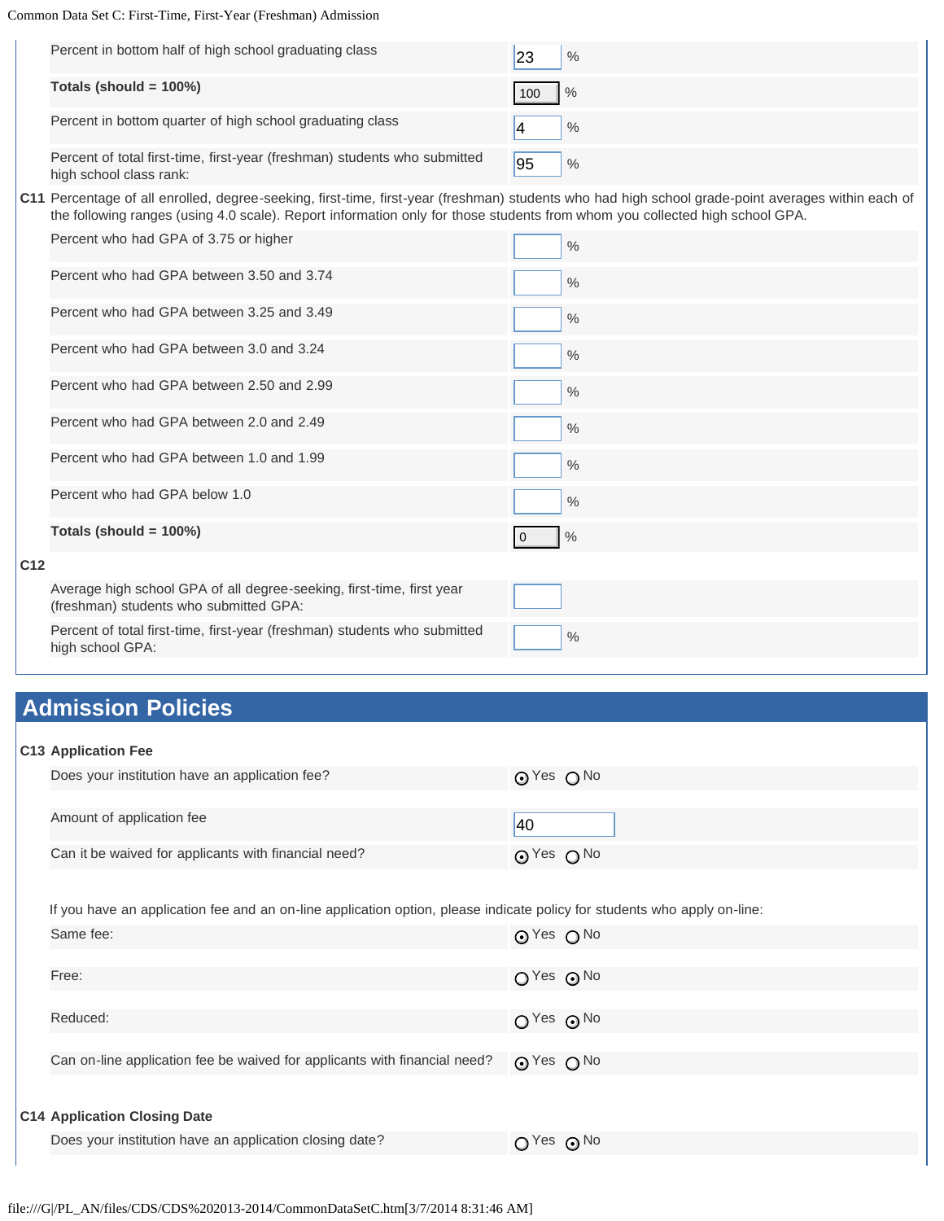| | | |
|---|---|---|
| | Percent in bottom half of high school graduating class | 23 % |
| | **Totals (should = 100%)** | 100 % |
| | Percent in bottom quarter of high school graduating class | 4 % |
| | Percent of total first-time, first-year (freshman) students who submitted high school class rank: | 95 % |

**C11** Percentage of all enrolled, degree-seeking, first-time, first-year (freshman) students who had high school grade-point averages within each of the following ranges (using 4.0 scale). Report information only for those students from whom you collected high school GPA.

| | |
|---|---|
| Percent who had GPA of 3.75 or higher | % |
| Percent who had GPA between 3.50 and 3.74 | % |
| Percent who had GPA between 3.25 and 3.49 | % |
| Percent who had GPA between 3.0 and 3.24 | % |
| Percent who had GPA between 2.50 and 2.99 | % |
| Percent who had GPA between 2.0 and 2.49 | % |
| Percent who had GPA between 1.0 and 1.99 | % |
| Percent who had GPA below 1.0 | % |
| **Totals (should = 100%)** | 0 % |

**C12**

| | |
|---|---|
| Average high school GPA of all degree-seeking, first-time, first year (freshman) students who submitted GPA: | |
| Percent of total first-time, first-year (freshman) students who submitted high school GPA: | % |

## Admission Policies

**C13 Application Fee**

| | |
|---|---|
| Does your institution have an application fee? | (●) Yes ( ) No |
| Amount of application fee | 40 |
| Can it be waived for applicants with financial need? | (●) Yes ( ) No |

If you have an application fee and an on-line application option, please indicate policy for students who apply on-line:

| | |
|---|---|
| Same fee: | (●) Yes ( ) No |
| Free: | ( ) Yes (●) No |
| Reduced: | ( ) Yes (●) No |
| Can on-line application fee be waived for applicants with financial need? | (●) Yes ( ) No |

**C14 Application Closing Date**

| | |
|---|---|
| Does your institution have an application closing date? | ( ) Yes (●) No |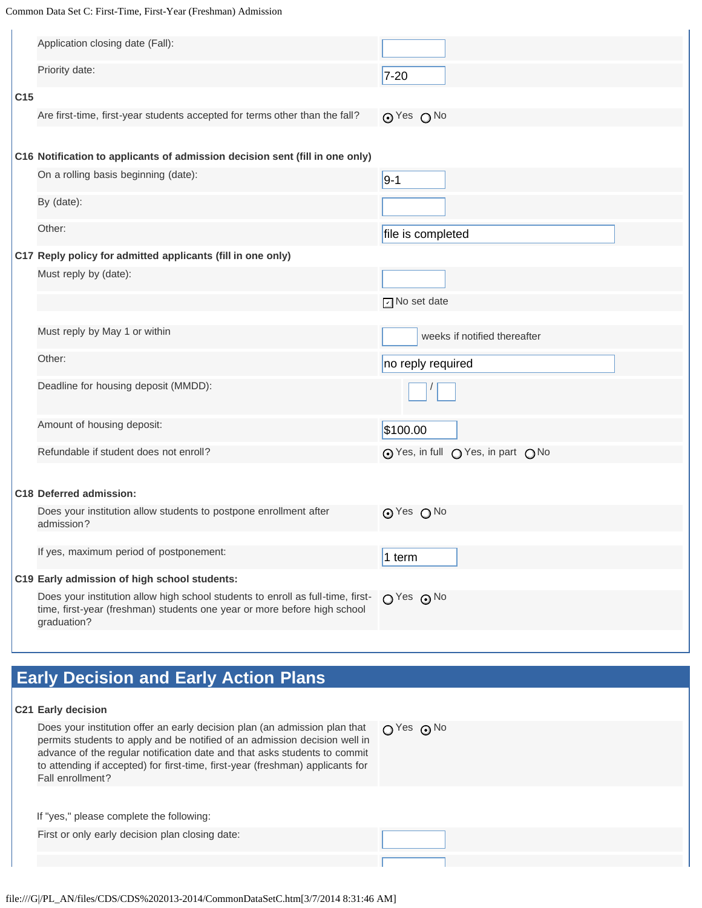| | |
|---|---|
| Application closing date (Fall): | |
| Priority date: | 7-20 |

**C15**

| | |
|---|---|
| Are first-time, first-year students accepted for terms other than the fall? | (•) Yes ( ) No |

**C16 Notification to applicants of admission decision sent (fill in one only)**

| | |
|---|---|
| On a rolling basis beginning (date): | 9-1 |
| By (date): | |
| Other: | file is completed |

**C17 Reply policy for admitted applicants (fill in one only)**

| | |
|---|---|
| Must reply by (date): | |
| | [x] No set date |
| Must reply by May 1 or within | ___ weeks if notified thereafter |
| Other: | no reply required |
| Deadline for housing deposit (MMDD): | / |
| Amount of housing deposit: | $100.00 |
| Refundable if student does not enroll? | (•) Yes, in full ( ) Yes, in part ( ) No |

**C18 Deferred admission:**

| | |
|---|---|
| Does your institution allow students to postpone enrollment after admission? | (•) Yes ( ) No |
| If yes, maximum period of postponement: | 1 term |

**C19 Early admission of high school students:**

| | |
|---|---|
| Does your institution allow high school students to enroll as full-time, first-time, first-year (freshman) students one year or more before high school graduation? | ( ) Yes (•) No |

## Early Decision and Early Action Plans

**C21 Early decision**

| | |
|---|---|
| Does your institution offer an early decision plan (an admission plan that permits students to apply and be notified of an admission decision well in advance of the regular notification date and that asks students to commit to attending if accepted) for first-time, first-year (freshman) applicants for Fall enrollment? | ( ) Yes (•) No |

If "yes," please complete the following:

| | |
|---|---|
| First or only early decision plan closing date: | |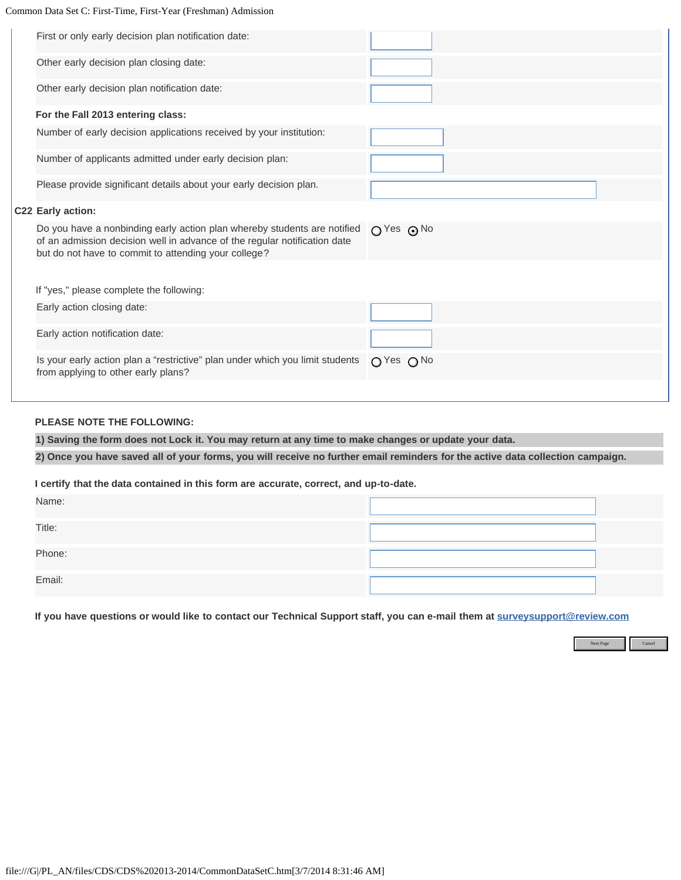| | |
|---|---|
| First or only early decision plan notification date: | |
| Other early decision plan closing date: | |
| Other early decision plan notification date: | |

**For the Fall 2013 entering class:**

| | |
|---|---|
| Number of early decision applications received by your institution: | |
| Number of applicants admitted under early decision plan: | |
| Please provide significant details about your early decision plan. | |

**C22 Early action:**

| | |
|---|---|
| Do you have a nonbinding early action plan whereby students are notified of an admission decision well in advance of the regular notification date but do not have to commit to attending your college? | ○ Yes ⦿ No |

If "yes," please complete the following:

| | |
|---|---|
| Early action closing date: | |
| Early action notification date: | |
| Is your early action plan a "restrictive" plan under which you limit students from applying to other early plans? | ○ Yes ○ No |

**PLEASE NOTE THE FOLLOWING:**

**1) Saving the form does not Lock it. You may return at any time to make changes or update your data.**

**2) Once you have saved all of your forms, you will receive no further email reminders for the active data collection campaign.**

**I certify that the data contained in this form are accurate, correct, and up-to-date.**

| | |
|---|---|
| Name: | |
| Title: | |
| Phone: | |
| Email: | |

**If you have questions or would like to contact our Technical Support staff, you can e-mail them at surveysupport@review.com**

Next Page | Cancel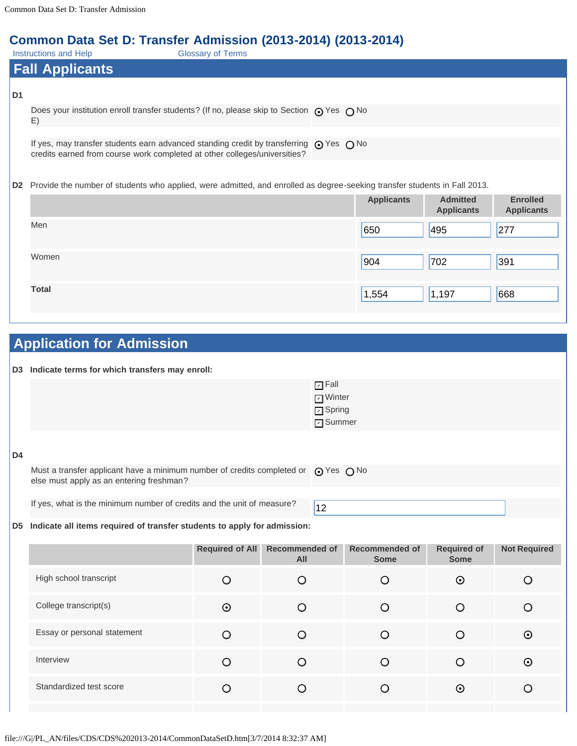# Common Data Set D: Transfer Admission (2013-2014) (2013-2014)

Instructions and Help    Glossary of Terms

## Fall Applicants

**D1**

Does your institution enroll transfer students? (If no, please skip to Section E)   ◉ Yes ○ No

If yes, may transfer students earn advanced standing credit by transferring credits earned from course work completed at other colleges/universities?   ◉ Yes ○ No

**D2** Provide the number of students who applied, were admitted, and enrolled as degree-seeking transfer students in Fall 2013.

| | Applicants | Admitted Applicants | Enrolled Applicants |
|---|---|---|---|
| Men | 650 | 495 | 277 |
| Women | 904 | 702 | 391 |
| **Total** | 1,554 | 1,197 | 668 |

## Application for Admission

**D3 Indicate terms for which transfers may enroll:**

- ☑ Fall
- ☑ Winter
- ☑ Spring
- ☑ Summer

**D4**

Must a transfer applicant have a minimum number of credits completed or else must apply as an entering freshman?   ◉ Yes ○ No

If yes, what is the minimum number of credits and the unit of measure?   12

**D5 Indicate all items required of transfer students to apply for admission:**

| | Required of All | Recommended of All | Recommended of Some | Required of Some | Not Required |
|---|---|---|---|---|---|
| High school transcript | ○ | ○ | ○ | ◉ | ○ |
| College transcript(s) | ◉ | ○ | ○ | ○ | ○ |
| Essay or personal statement | ○ | ○ | ○ | ○ | ◉ |
| Interview | ○ | ○ | ○ | ○ | ◉ |
| Standardized test score | ○ | ○ | ○ | ◉ | ○ |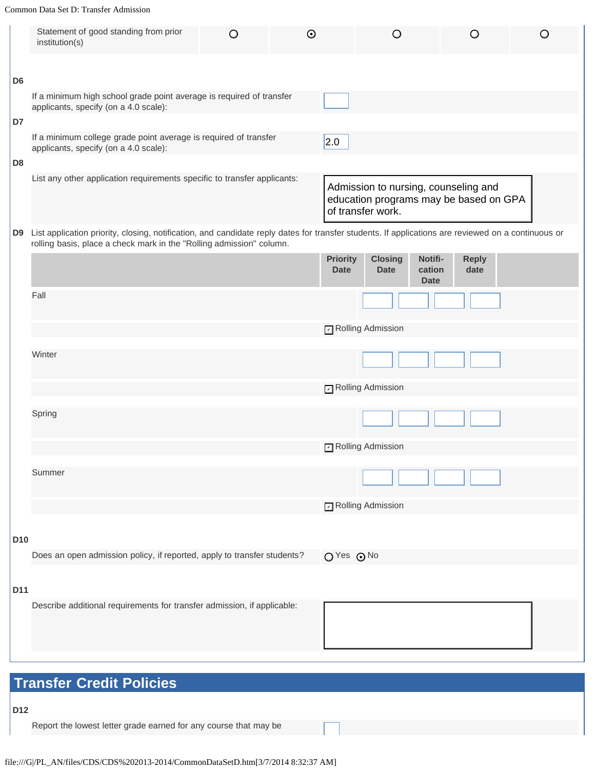| | | | | | |
|---|---|---|---|---|---|
| Statement of good standing from prior institution(s) | ○ | ⊙ | ○ | ○ | ○ |

**D6**

If a minimum high school grade point average is required of transfer applicants, specify (on a 4.0 scale):

**D7**

If a minimum college grade point average is required of transfer applicants, specify (on a 4.0 scale): 2.0

**D8**

List any other application requirements specific to transfer applicants: Admission to nursing, counseling and education programs may be based on GPA of transfer work.

**D9** List application priority, closing, notification, and candidate reply dates for transfer students. If applications are reviewed on a continuous or rolling basis, place a check mark in the "Rolling admission" column.

| | Priority Date | Closing Date | Notification Date | Reply date |
|---|---|---|---|---|
| Fall | | | | |
| ☑ Rolling Admission | | | | |
| Winter | | | | |
| ☑ Rolling Admission | | | | |
| Spring | | | | |
| ☑ Rolling Admission | | | | |
| Summer | | | | |
| ☑ Rolling Admission | | | | |

**D10**

Does an open admission policy, if reported, apply to transfer students? ○ Yes ⊙ No

**D11**

Describe additional requirements for transfer admission, if applicable:

## Transfer Credit Policies

**D12**

Report the lowest letter grade earned for any course that may be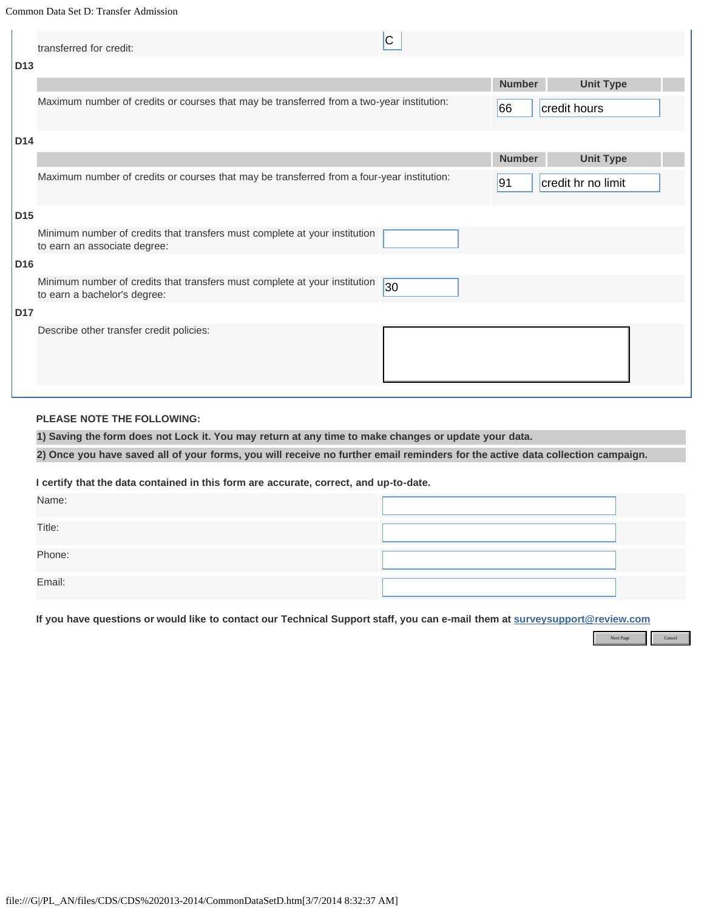| transferred for credit: | C |
|---|---|

**D13**

| | Number | Unit Type |
|---|---|---|
| Maximum number of credits or courses that may be transferred from a two-year institution: | 66 | credit hours |

**D14**

| | Number | Unit Type |
|---|---|---|
| Maximum number of credits or courses that may be transferred from a four-year institution: | 91 | credit hr no limit |

**D15**

| Minimum number of credits that transfers must complete at your institution to earn an associate degree: | |
|---|---|

**D16**

| Minimum number of credits that transfers must complete at your institution to earn a bachelor's degree: | 30 |
|---|---|

**D17**

| Describe other transfer credit policies: | |
|---|---|

**PLEASE NOTE THE FOLLOWING:**

**1) Saving the form does not Lock it. You may return at any time to make changes or update your data.**

**2) Once you have saved all of your forms, you will receive no further email reminders for the active data collection campaign.**

**I certify that the data contained in this form are accurate, correct, and up-to-date.**

| Name: | |
|---|---|
| Title: | |
| Phone: | |
| Email: | |

**If you have questions or would like to contact our Technical Support staff, you can e-mail them at surveysupport@review.com**

Next Page | Cancel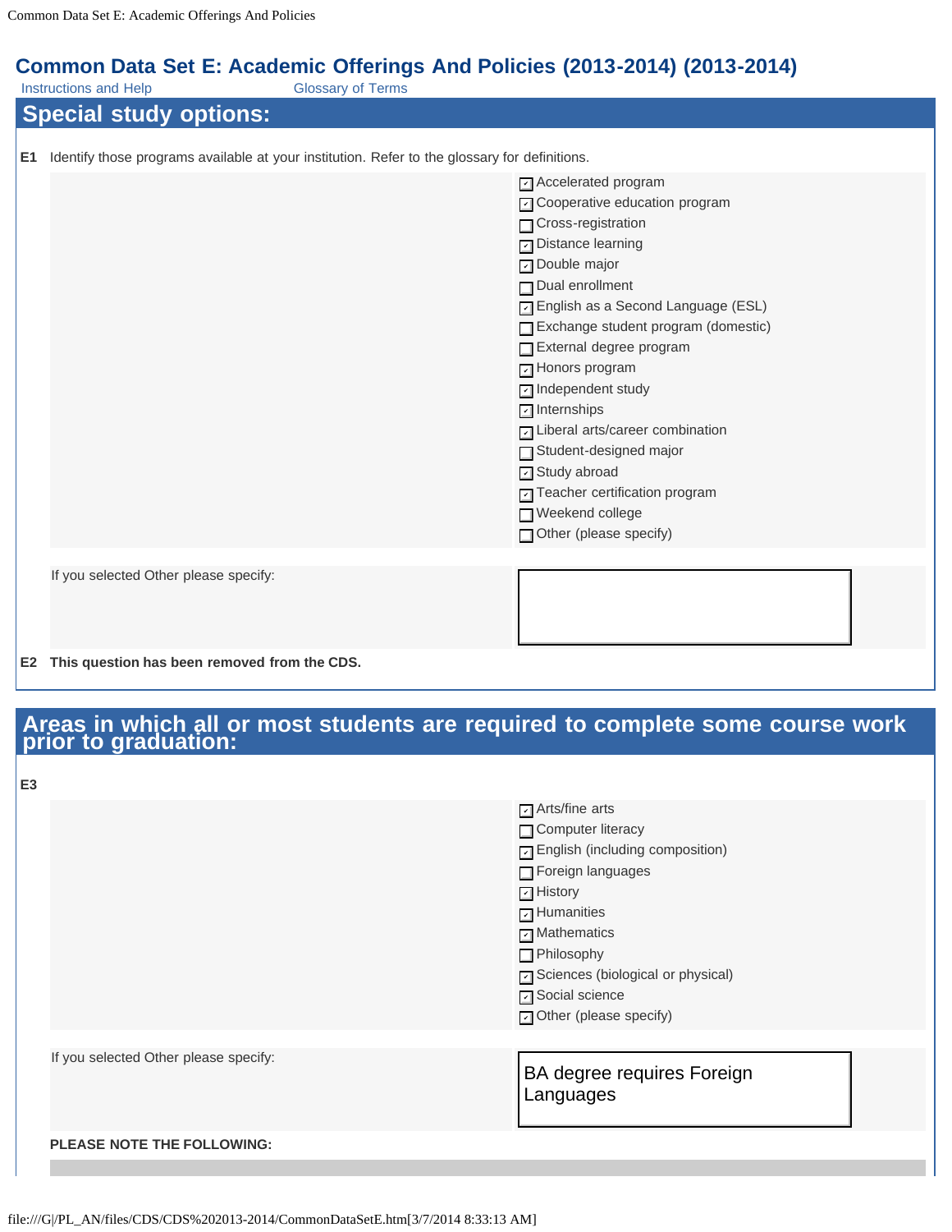# Common Data Set E: Academic Offerings And Policies (2013-2014) (2013-2014)

Instructions and Help    Glossary of Terms

## Special study options:

**E1** Identify those programs available at your institution. Refer to the glossary for definitions.

- [x] Accelerated program
- [x] Cooperative education program
- [ ] Cross-registration
- [x] Distance learning
- [x] Double major
- [ ] Dual enrollment
- [x] English as a Second Language (ESL)
- [ ] Exchange student program (domestic)
- [ ] External degree program
- [x] Honors program
- [x] Independent study
- [x] Internships
- [x] Liberal arts/career combination
- [ ] Student-designed major
- [x] Study abroad
- [x] Teacher certification program
- [ ] Weekend college
- [ ] Other (please specify)

If you selected Other please specify:

**E2 This question has been removed from the CDS.**

## Areas in which all or most students are required to complete some course work prior to graduation:

**E3**

- [x] Arts/fine arts
- [ ] Computer literacy
- [x] English (including composition)
- [ ] Foreign languages
- [x] History
- [x] Humanities
- [x] Mathematics
- [ ] Philosophy
- [x] Sciences (biological or physical)
- [x] Social science
- [x] Other (please specify)

If you selected Other please specify: BA degree requires Foreign Languages

**PLEASE NOTE THE FOLLOWING:**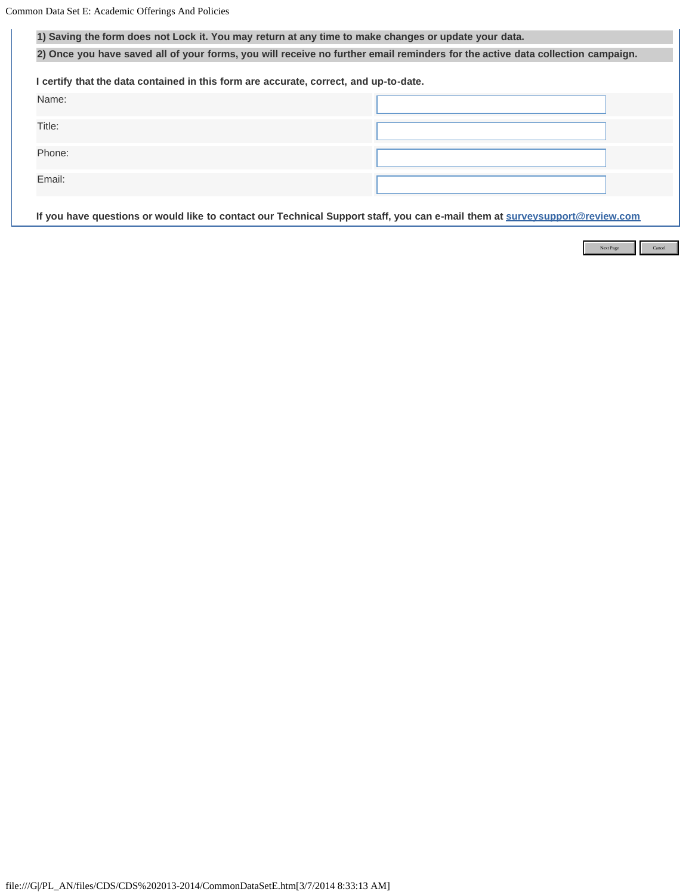**1) Saving the form does not Lock it. You may return at any time to make changes or update your data.**

**2) Once you have saved all of your forms, you will receive no further email reminders for the active data collection campaign.**

**I certify that the data contained in this form are accurate, correct, and up-to-date.**

| | |
|---|---|
| Name: | |
| Title: | |
| Phone: | |
| Email: | |

**If you have questions or would like to contact our Technical Support staff, you can e-mail them at surveysupport@review.com**

Next Page | Cancel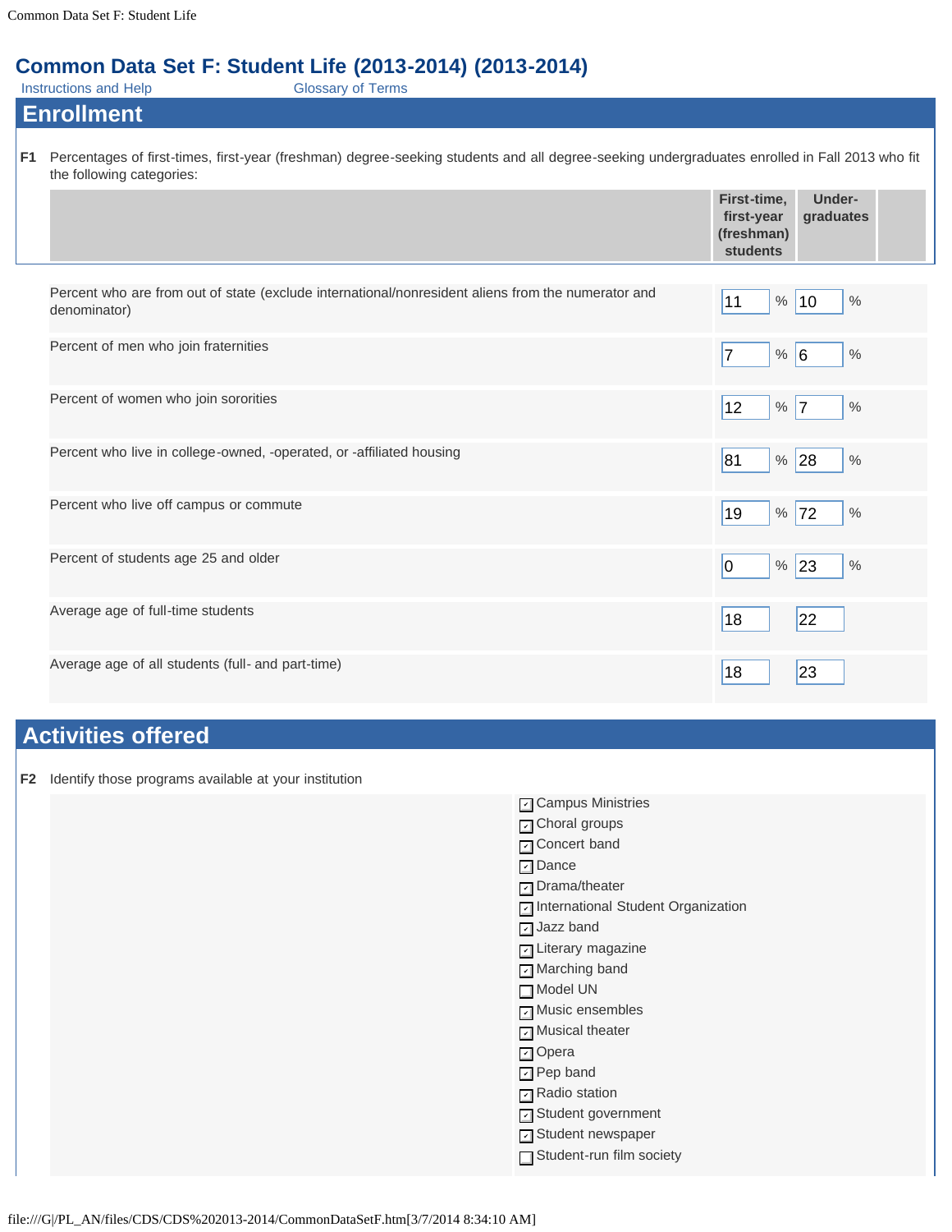# Common Data Set F: Student Life (2013-2014) (2013-2014)

Instructions and Help     Glossary of Terms

## Enrollment

**F1** Percentages of first-times, first-year (freshman) degree-seeking students and all degree-seeking undergraduates enrolled in Fall 2013 who fit the following categories:

| | First-time, first-year (freshman) students | Under-graduates |
|---|---|---|
| Percent who are from out of state (exclude international/nonresident aliens from the numerator and denominator) | 11 % | 10 % |
| Percent of men who join fraternities | 7 % | 6 % |
| Percent of women who join sororities | 12 % | 7 % |
| Percent who live in college-owned, -operated, or -affiliated housing | 81 % | 28 % |
| Percent who live off campus or commute | 19 % | 72 % |
| Percent of students age 25 and older | 0 % | 23 % |
| Average age of full-time students | 18 | 22 |
| Average age of all students (full- and part-time) | 18 | 23 |

## Activities offered

**F2** Identify those programs available at your institution

- [x] Campus Ministries
- [x] Choral groups
- [x] Concert band
- [x] Dance
- [x] Drama/theater
- [x] International Student Organization
- [x] Jazz band
- [x] Literary magazine
- [x] Marching band
- [ ] Model UN
- [x] Music ensembles
- [x] Musical theater
- [x] Opera
- [x] Pep band
- [x] Radio station
- [x] Student government
- [x] Student newspaper
- [ ] Student-run film society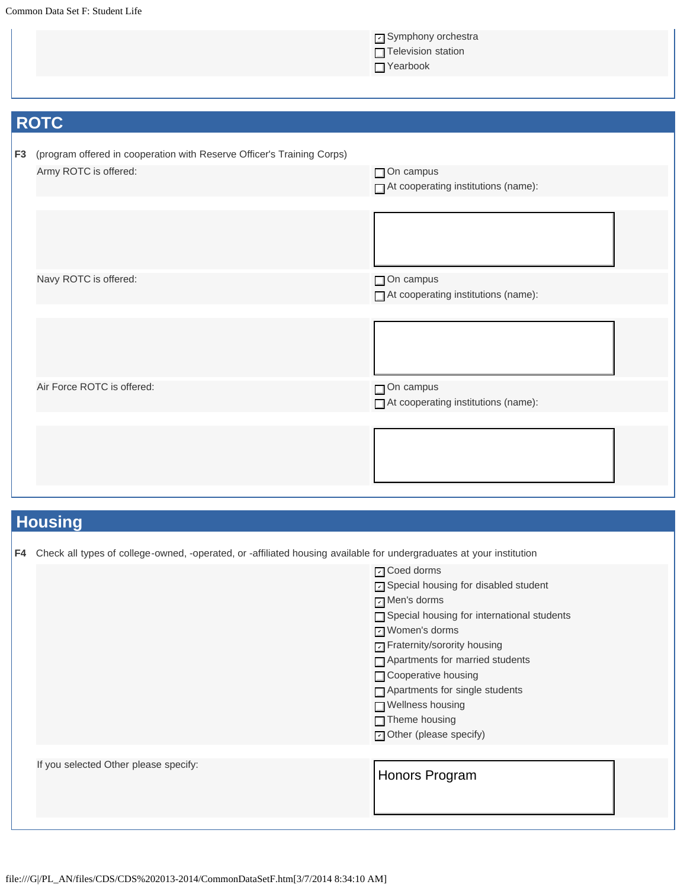- [x] Symphony orchestra
- [ ] Television station
- [ ] Yearbook

## ROTC

**F3** (program offered in cooperation with Reserve Officer's Training Corps)

Army ROTC is offered:

- [ ] On campus
- [ ] At cooperating institutions (name):

Navy ROTC is offered:

- [ ] On campus
- [ ] At cooperating institutions (name):

Air Force ROTC is offered:

- [ ] On campus
- [ ] At cooperating institutions (name):

## Housing

**F4** Check all types of college-owned, -operated, or -affiliated housing available for undergraduates at your institution

- [x] Coed dorms
- [x] Special housing for disabled student
- [x] Men's dorms
- [ ] Special housing for international students
- [x] Women's dorms
- [x] Fraternity/sorority housing
- [ ] Apartments for married students
- [ ] Cooperative housing
- [ ] Apartments for single students
- [ ] Wellness housing
- [ ] Theme housing
- [x] Other (please specify)

If you selected Other please specify: Honors Program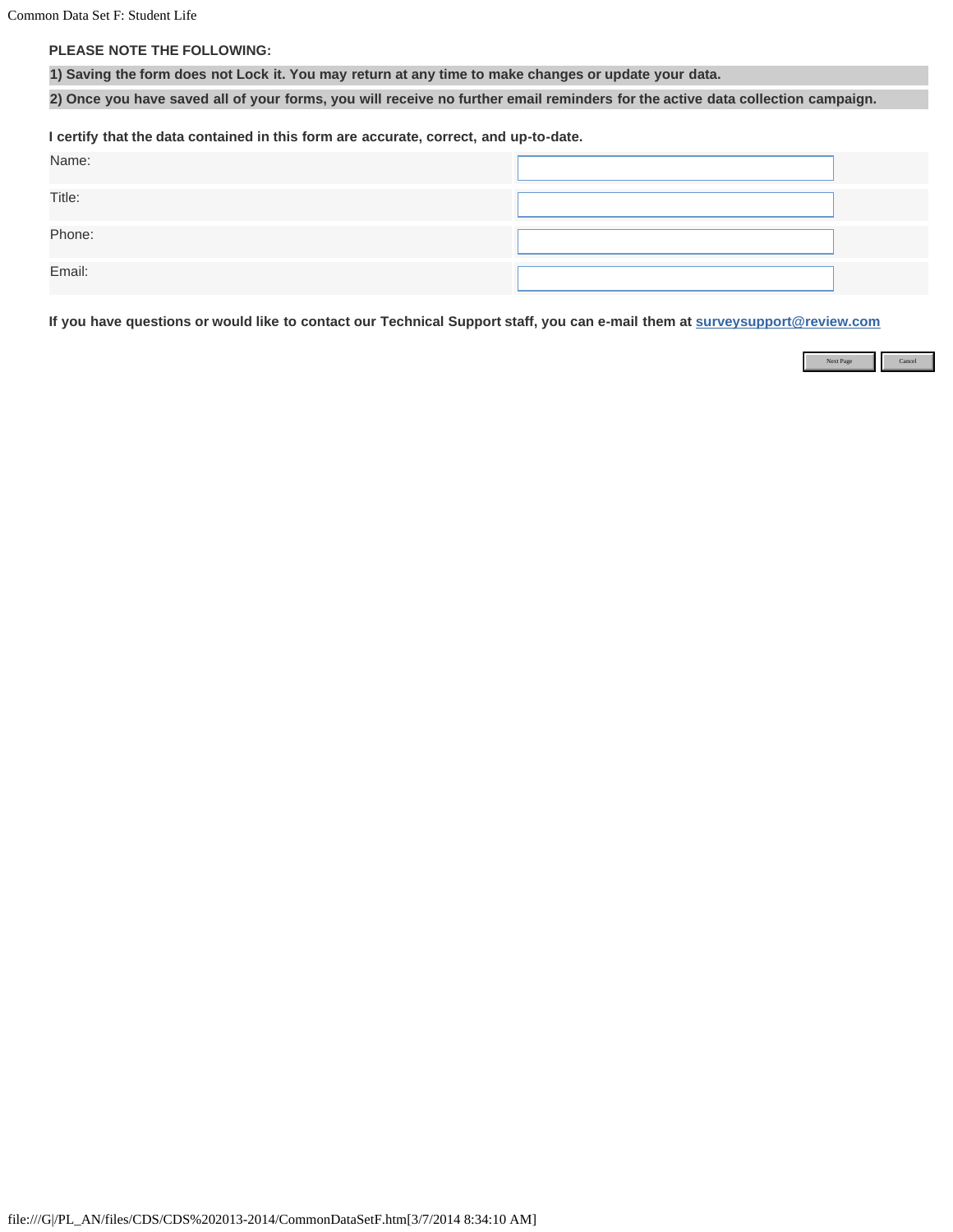**PLEASE NOTE THE FOLLOWING:**

**1) Saving the form does not Lock it. You may return at any time to make changes or update your data.**

**2) Once you have saved all of your forms, you will receive no further email reminders for the active data collection campaign.**

**I certify that the data contained in this form are accurate, correct, and up-to-date.**

| | |
|---|---|
| Name: | |
| Title: | |
| Phone: | |
| Email: | |

**If you have questions or would like to contact our Technical Support staff, you can e-mail them at surveysupport@review.com**

Next Page | Cancel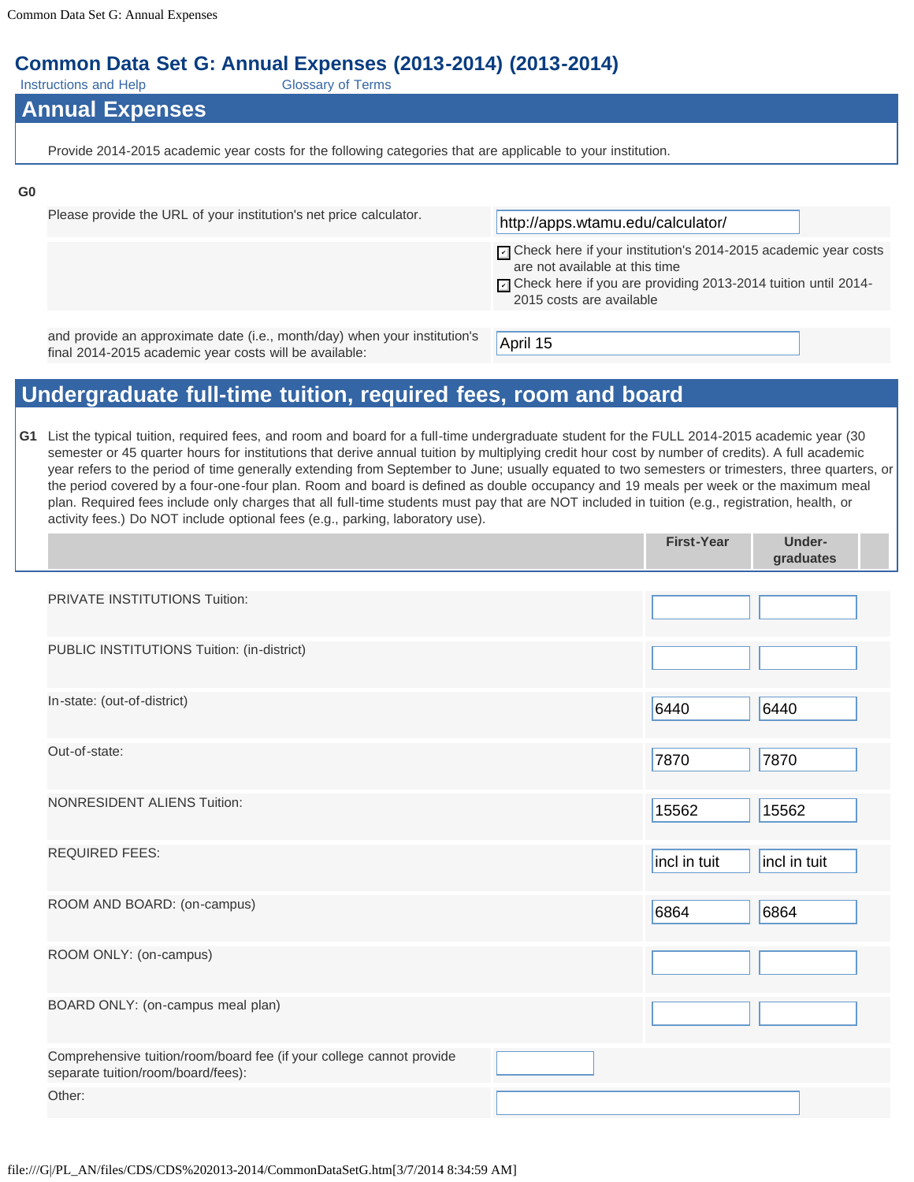# Common Data Set G: Annual Expenses (2013-2014) (2013-2014)

Instructions and Help    Glossary of Terms

## Annual Expenses

Provide 2014-2015 academic year costs for the following categories that are applicable to your institution.

**G0**

| | |
|---|---|
| Please provide the URL of your institution's net price calculator. | http://apps.wtamu.edu/calculator/ |
| | ☑ Check here if your institution's 2014-2015 academic year costs are not available at this time<br>☑ Check here if you are providing 2013-2014 tuition until 2014-2015 costs are available |
| and provide an approximate date (i.e., month/day) when your institution's final 2014-2015 academic year costs will be available: | April 15 |

## Undergraduate full-time tuition, required fees, room and board

**G1** List the typical tuition, required fees, and room and board for a full-time undergraduate student for the FULL 2014-2015 academic year (30 semester or 45 quarter hours for institutions that derive annual tuition by multiplying credit hour cost by number of credits). A full academic year refers to the period of time generally extending from September to June; usually equated to two semesters or trimesters, three quarters, or the period covered by a four-one-four plan. Room and board is defined as double occupancy and 19 meals per week or the maximum meal plan. Required fees include only charges that all full-time students must pay that are NOT included in tuition (e.g., registration, health, or activity fees.) Do NOT include optional fees (e.g., parking, laboratory use).

| | First-Year | Under-graduates |
|---|---|---|
| PRIVATE INSTITUTIONS Tuition: | | |
| PUBLIC INSTITUTIONS Tuition: (in-district) | | |
| In-state: (out-of-district) | 6440 | 6440 |
| Out-of-state: | 7870 | 7870 |
| NONRESIDENT ALIENS Tuition: | 15562 | 15562 |
| REQUIRED FEES: | incl in tuit | incl in tuit |
| ROOM AND BOARD: (on-campus) | 6864 | 6864 |
| ROOM ONLY: (on-campus) | | |
| BOARD ONLY: (on-campus meal plan) | | |

| | |
|---|---|
| Comprehensive tuition/room/board fee (if your college cannot provide separate tuition/room/board/fees): | |
| Other: | |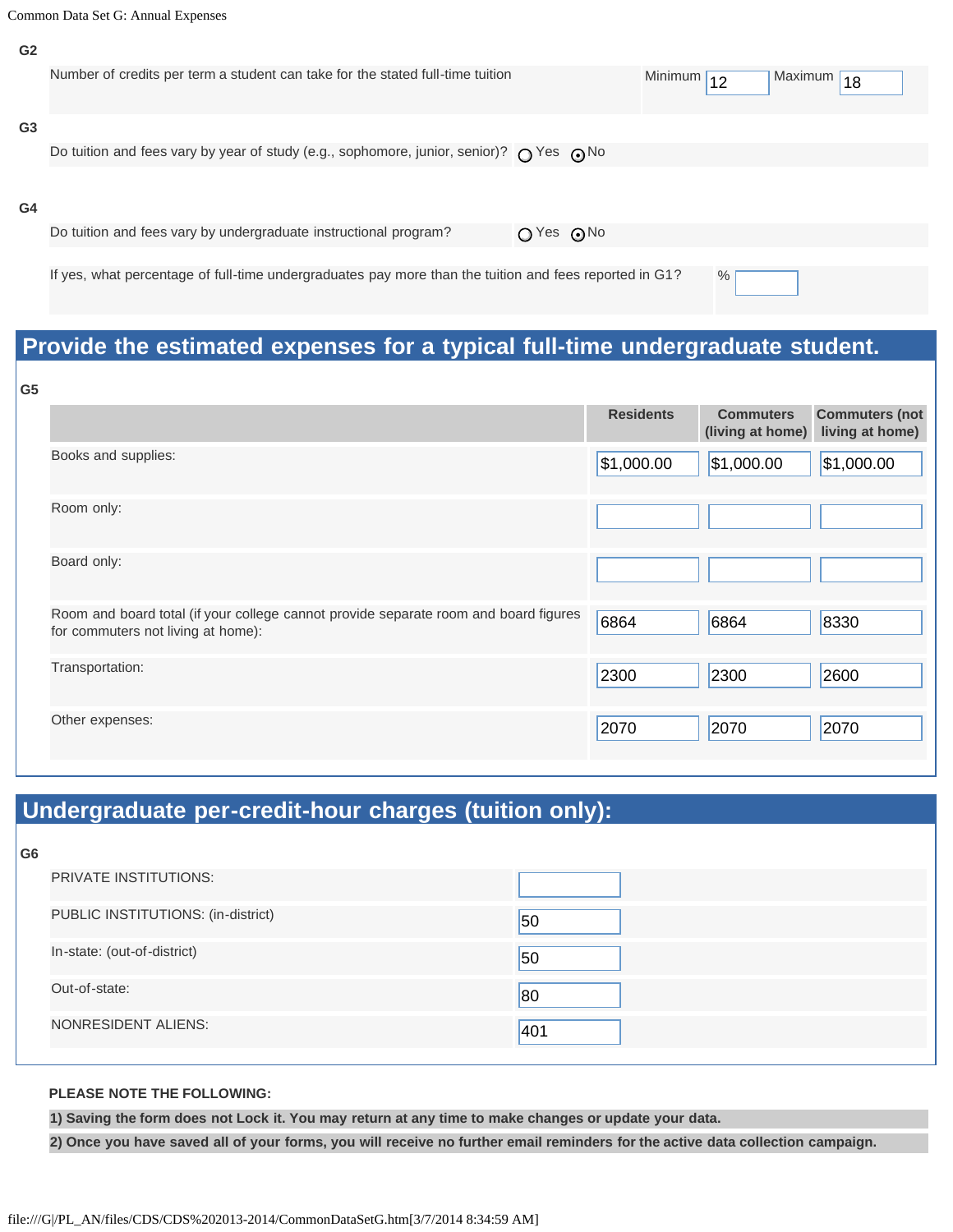**G2**

| Number of credits per term a student can take for the stated full-time tuition | Minimum | 12 | Maximum | 18 |
|---|---|---|---|---|

**G3**

Do tuition and fees vary by year of study (e.g., sophomore, junior, senior)? ○ Yes ⊙ No

**G4**

Do tuition and fees vary by undergraduate instructional program? ○ Yes ⊙ No

If yes, what percentage of full-time undergraduates pay more than the tuition and fees reported in G1? % 

## Provide the estimated expenses for a typical full-time undergraduate student.

**G5**

| | Residents | Commuters (living at home) | Commuters (not living at home) |
|---|---|---|---|
| Books and supplies: | $1,000.00 | $1,000.00 | $1,000.00 |
| Room only: | | | |
| Board only: | | | |
| Room and board total (if your college cannot provide separate room and board figures for commuters not living at home): | 6864 | 6864 | 8330 |
| Transportation: | 2300 | 2300 | 2600 |
| Other expenses: | 2070 | 2070 | 2070 |

## Undergraduate per-credit-hour charges (tuition only):

**G6**

| | |
|---|---|
| PRIVATE INSTITUTIONS: | |
| PUBLIC INSTITUTIONS: (in-district) | 50 |
| In-state: (out-of-district) | 50 |
| Out-of-state: | 80 |
| NONRESIDENT ALIENS: | 401 |

**PLEASE NOTE THE FOLLOWING:**

**1) Saving the form does not Lock it. You may return at any time to make changes or update your data.**

**2) Once you have saved all of your forms, you will receive no further email reminders for the active data collection campaign.**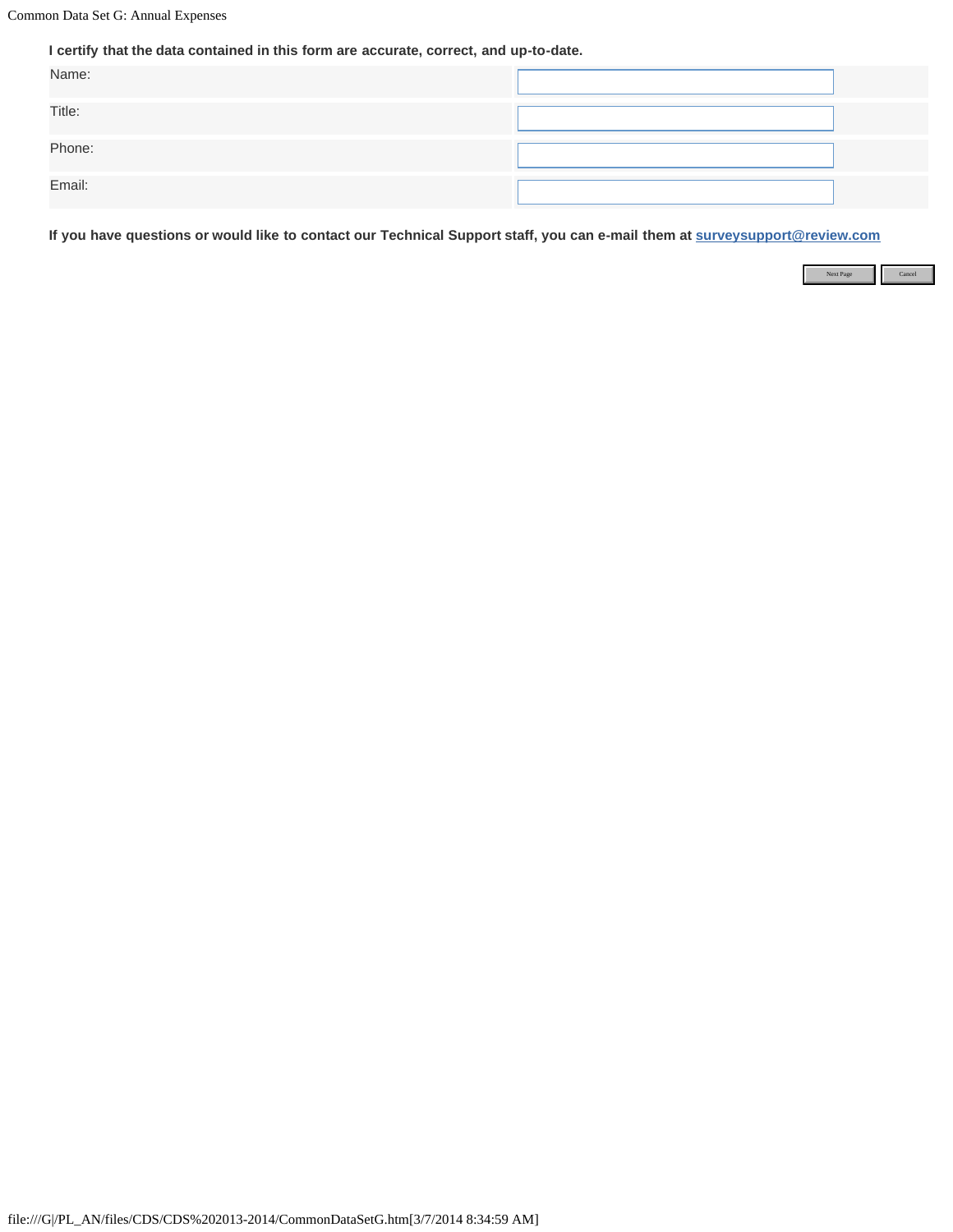**I certify that the data contained in this form are accurate, correct, and up-to-date.**

| | |
|---|---|
| Name: | |
| Title: | |
| Phone: | |
| Email: | |

**If you have questions or would like to contact our Technical Support staff, you can e-mail them at surveysupport@review.com**

Next Page    Cancel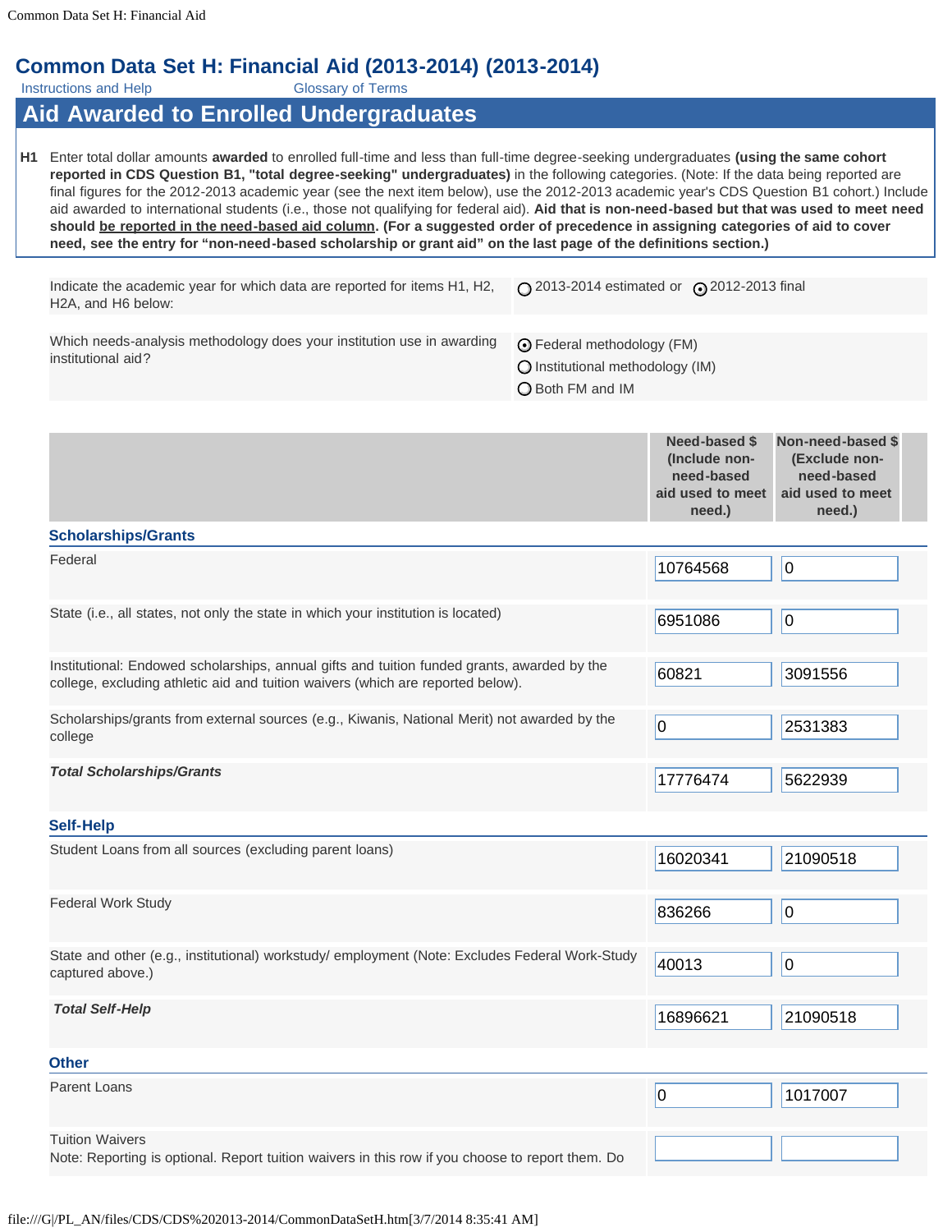# Common Data Set H: Financial Aid (2013-2014) (2013-2014)

Instructions and Help　　Glossary of Terms

## Aid Awarded to Enrolled Undergraduates

**H1** Enter total dollar amounts **awarded** to enrolled full-time and less than full-time degree-seeking undergraduates **(using the same cohort reported in CDS Question B1, "total degree-seeking" undergraduates)** in the following categories. (Note: If the data being reported are final figures for the 2012-2013 academic year (see the next item below), use the 2012-2013 academic year's CDS Question B1 cohort.) Include aid awarded to international students (i.e., those not qualifying for federal aid). **Aid that is non-need-based but that was used to meet need should be reported in the need-based aid column. (For a suggested order of precedence in assigning categories of aid to cover need, see the entry for "non-need-based scholarship or grant aid" on the last page of the definitions section.)**

| | |
|---|---|
| Indicate the academic year for which data are reported for items H1, H2, H2A, and H6 below: | ○ 2013-2014 estimated or ⊙ 2012-2013 final |
| Which needs-analysis methodology does your institution use in awarding institutional aid? | ⊙ Federal methodology (FM)<br>○ Institutional methodology (IM)<br>○ Both FM and IM |

| | Need-based $ (Include non-need-based aid used to meet need.) | Non-need-based $ (Exclude non-need-based aid used to meet need.) |
|---|---|---|
| **Scholarships/Grants** | | |
| Federal | 10764568 | 0 |
| State (i.e., all states, not only the state in which your institution is located) | 6951086 | 0 |
| Institutional: Endowed scholarships, annual gifts and tuition funded grants, awarded by the college, excluding athletic aid and tuition waivers (which are reported below). | 60821 | 3091556 |
| Scholarships/grants from external sources (e.g., Kiwanis, National Merit) not awarded by the college | 0 | 2531383 |
| ***Total Scholarships/Grants*** | 17776474 | 5622939 |
| **Self-Help** | | |
| Student Loans from all sources (excluding parent loans) | 16020341 | 21090518 |
| Federal Work Study | 836266 | 0 |
| State and other (e.g., institutional) workstudy/ employment (Note: Excludes Federal Work-Study captured above.) | 40013 | 0 |
| ***Total Self-Help*** | 16896621 | 21090518 |
| **Other** | | |
| Parent Loans | 0 | 1017007 |
| Tuition Waivers<br>Note: Reporting is optional. Report tuition waivers in this row if you choose to report them. Do | | |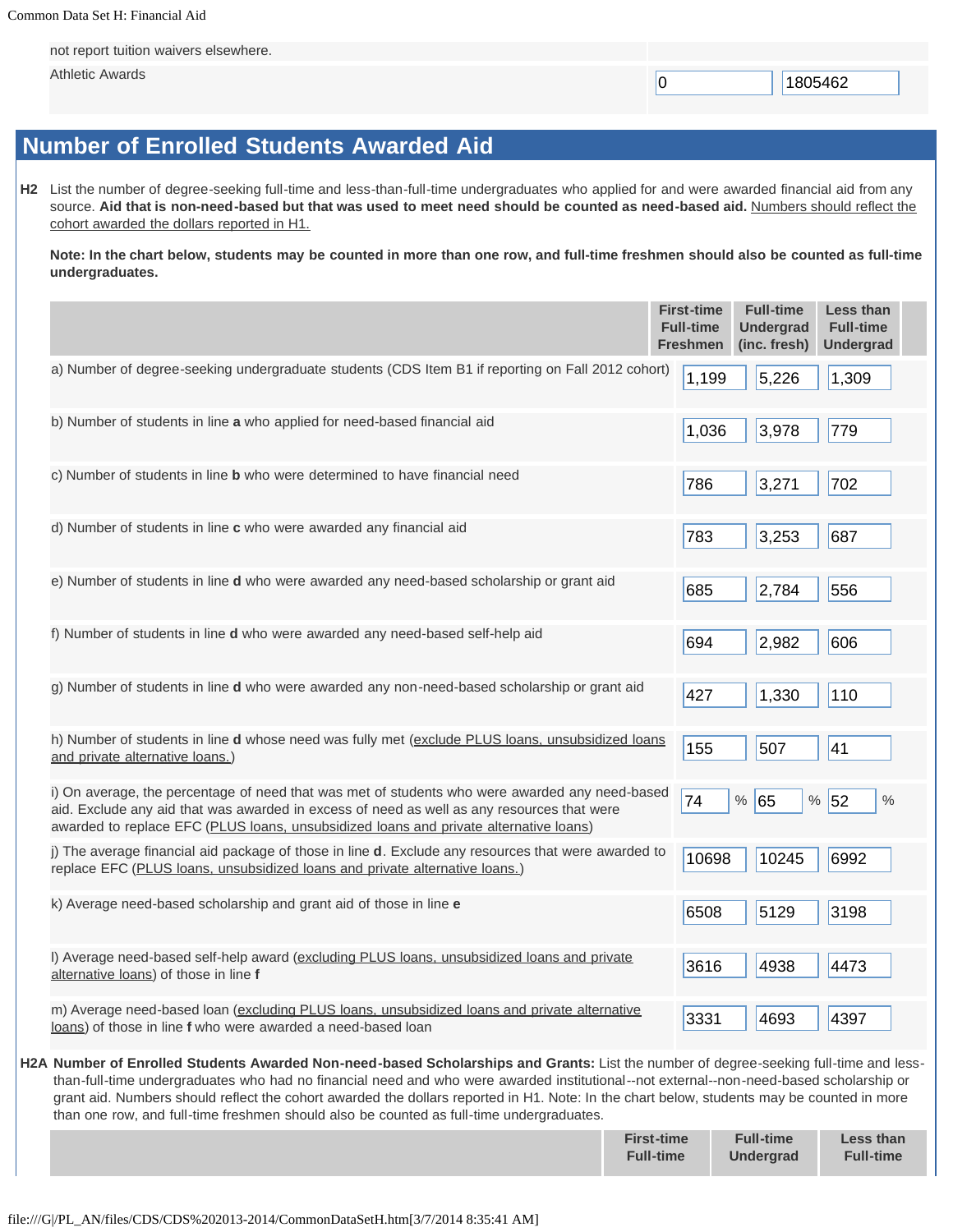| | | |
|---|---|---|
| not report tuition waivers elsewhere. | | |
| Athletic Awards | 0 | 1805462 |

## Number of Enrolled Students Awarded Aid

**H2** List the number of degree-seeking full-time and less-than-full-time undergraduates who applied for and were awarded financial aid from any source. **Aid that is non-need-based but that was used to meet need should be counted as need-based aid.** Numbers should reflect the cohort awarded the dollars reported in H1.

**Note: In the chart below, students may be counted in more than one row, and full-time freshmen should also be counted as full-time undergraduates.**

| | First-time Full-time Freshmen | Full-time Undergrad (inc. fresh) | Less than Full-time Undergrad |
|---|---|---|---|
| a) Number of degree-seeking undergraduate students (CDS Item B1 if reporting on Fall 2012 cohort) | 1,199 | 5,226 | 1,309 |
| b) Number of students in line **a** who applied for need-based financial aid | 1,036 | 3,978 | 779 |
| c) Number of students in line **b** who were determined to have financial need | 786 | 3,271 | 702 |
| d) Number of students in line **c** who were awarded any financial aid | 783 | 3,253 | 687 |
| e) Number of students in line **d** who were awarded any need-based scholarship or grant aid | 685 | 2,784 | 556 |
| f) Number of students in line **d** who were awarded any need-based self-help aid | 694 | 2,982 | 606 |
| g) Number of students in line **d** who were awarded any non-need-based scholarship or grant aid | 427 | 1,330 | 110 |
| h) Number of students in line **d** whose need was fully met (exclude PLUS loans, unsubsidized loans and private alternative loans.) | 155 | 507 | 41 |
| i) On average, the percentage of need that was met of students who were awarded any need-based aid. Exclude any aid that was awarded in excess of need as well as any resources that were awarded to replace EFC (PLUS loans, unsubsidized loans and private alternative loans) | 74 % | 65 % | 52 % |
| j) The average financial aid package of those in line **d**. Exclude any resources that were awarded to replace EFC (PLUS loans, unsubsidized loans and private alternative loans.) | 10698 | 10245 | 6992 |
| k) Average need-based scholarship and grant aid of those in line **e** | 6508 | 5129 | 3198 |
| l) Average need-based self-help award (excluding PLUS loans, unsubsidized loans and private alternative loans) of those in line **f** | 3616 | 4938 | 4473 |
| m) Average need-based loan (excluding PLUS loans, unsubsidized loans and private alternative loans) of those in line **f** who were awarded a need-based loan | 3331 | 4693 | 4397 |

**H2A Number of Enrolled Students Awarded Non-need-based Scholarships and Grants:** List the number of degree-seeking full-time and less-than-full-time undergraduates who had no financial need and who were awarded institutional--not external--non-need-based scholarship or grant aid. Numbers should reflect the cohort awarded the dollars reported in H1. Note: In the chart below, students may be counted in more than one row, and full-time freshmen should also be counted as full-time undergraduates.

| | First-time Full-time | Full-time Undergrad | Less than Full-time |
|---|---|---|---|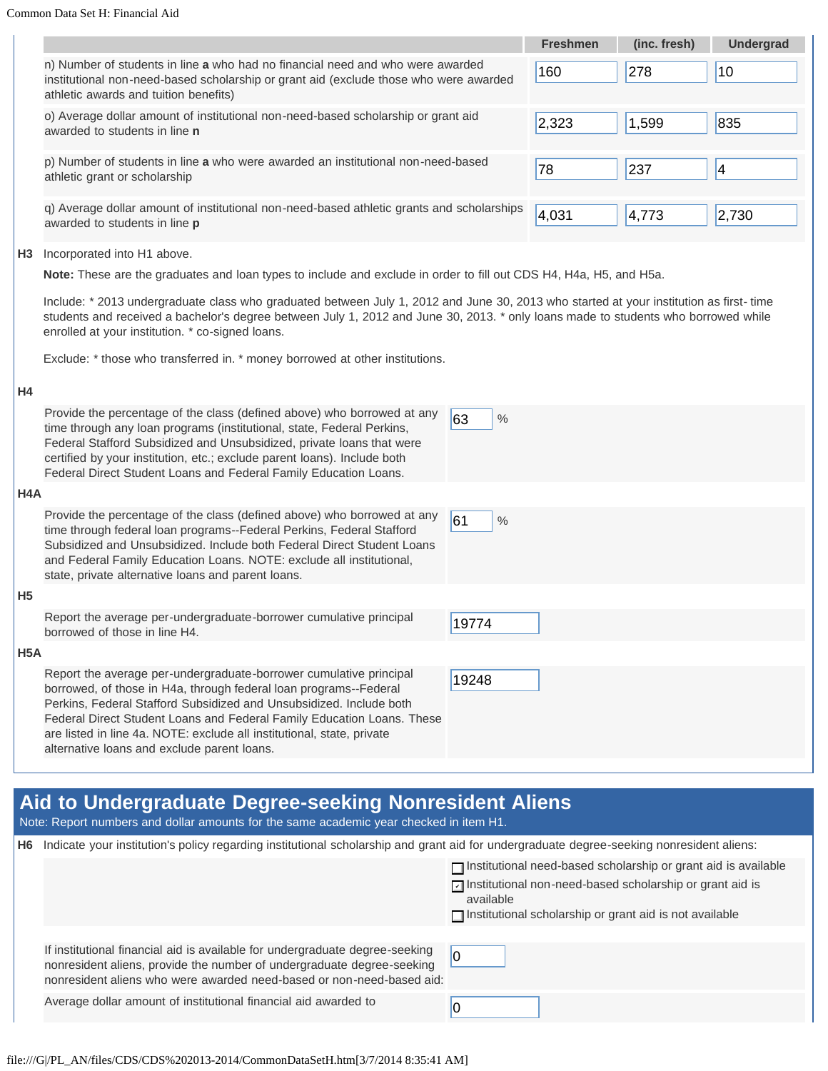| | Freshmen | (inc. fresh) | Undergrad |
|---|---|---|---|
| n) Number of students in line **a** who had no financial need and who were awarded institutional non-need-based scholarship or grant aid (exclude those who were awarded athletic awards and tuition benefits) | 160 | 278 | 10 |
| o) Average dollar amount of institutional non-need-based scholarship or grant aid awarded to students in line **n** | 2,323 | 1,599 | 835 |
| p) Number of students in line **a** who were awarded an institutional non-need-based athletic grant or scholarship | 78 | 237 | 4 |
| q) Average dollar amount of institutional non-need-based athletic grants and scholarships awarded to students in line **p** | 4,031 | 4,773 | 2,730 |

**H3** Incorporated into H1 above.

**Note:** These are the graduates and loan types to include and exclude in order to fill out CDS H4, H4a, H5, and H5a.

Include: * 2013 undergraduate class who graduated between July 1, 2012 and June 30, 2013 who started at your institution as first- time students and received a bachelor's degree between July 1, 2012 and June 30, 2013. * only loans made to students who borrowed while enrolled at your institution. * co-signed loans.

Exclude: * those who transferred in. * money borrowed at other institutions.

**H4**

Provide the percentage of the class (defined above) who borrowed at any time through any loan programs (institutional, state, Federal Perkins, Federal Stafford Subsidized and Unsubsidized, private loans that were certified by your institution, etc.; exclude parent loans). Include both Federal Direct Student Loans and Federal Family Education Loans.: 63 %

**H4A**

Provide the percentage of the class (defined above) who borrowed at any time through federal loan programs--Federal Perkins, Federal Stafford Subsidized and Unsubsidized. Include both Federal Direct Student Loans and Federal Family Education Loans. NOTE: exclude all institutional, state, private alternative loans and parent loans.: 61 %

**H5**

Report the average per-undergraduate-borrower cumulative principal borrowed of those in line H4.: 19774

**H5A**

Report the average per-undergraduate-borrower cumulative principal borrowed, of those in H4a, through federal loan programs--Federal Perkins, Federal Stafford Subsidized and Unsubsidized. Include both Federal Direct Student Loans and Federal Family Education Loans. These are listed in line 4a. NOTE: exclude all institutional, state, private alternative loans and exclude parent loans.: 19248

## Aid to Undergraduate Degree-seeking Nonresident Aliens

Note: Report numbers and dollar amounts for the same academic year checked in item H1.

**H6** Indicate your institution's policy regarding institutional scholarship and grant aid for undergraduate degree-seeking nonresident aliens:

- [ ] Institutional need-based scholarship or grant aid is available
- [x] Institutional non-need-based scholarship or grant aid is available
- [ ] Institutional scholarship or grant aid is not available

If institutional financial aid is available for undergraduate degree-seeking nonresident aliens, provide the number of undergraduate degree-seeking nonresident aliens who were awarded need-based or non-need-based aid: 0

Average dollar amount of institutional financial aid awarded to: 0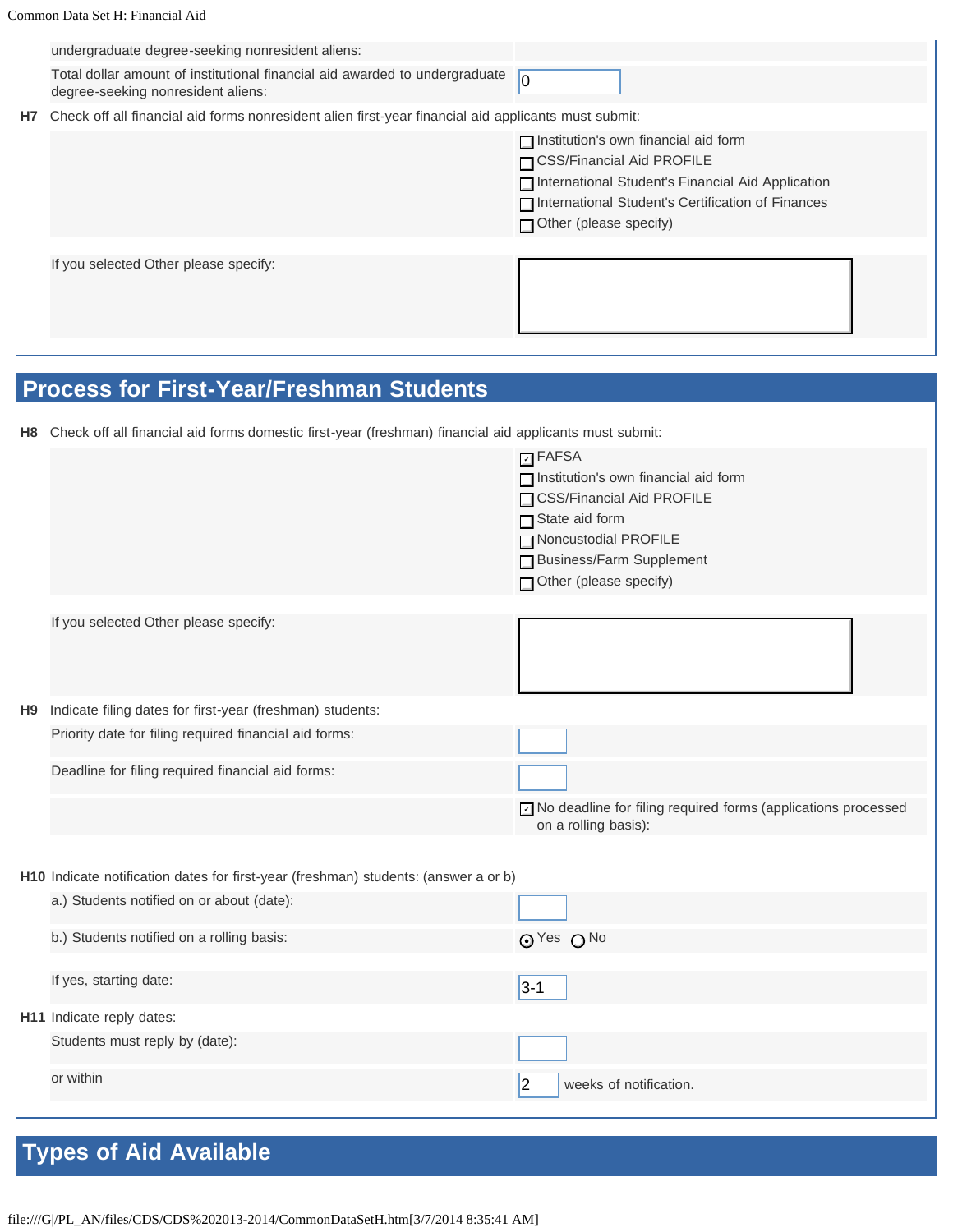| | |
|---|---|
| undergraduate degree-seeking nonresident aliens: | |
| Total dollar amount of institutional financial aid awarded to undergraduate degree-seeking nonresident aliens: | 0 |

**H7** Check off all financial aid forms nonresident alien first-year financial aid applicants must submit:

- [ ] Institution's own financial aid form
- [ ] CSS/Financial Aid PROFILE
- [ ] International Student's Financial Aid Application
- [ ] International Student's Certification of Finances
- [ ] Other (please specify)

If you selected Other please specify:

## Process for First-Year/Freshman Students

**H8** Check off all financial aid forms domestic first-year (freshman) financial aid applicants must submit:

- [x] FAFSA
- [ ] Institution's own financial aid form
- [ ] CSS/Financial Aid PROFILE
- [ ] State aid form
- [ ] Noncustodial PROFILE
- [ ] Business/Farm Supplement
- [ ] Other (please specify)

If you selected Other please specify:

**H9** Indicate filing dates for first-year (freshman) students:

| | |
|---|---|
| Priority date for filing required financial aid forms: | |
| Deadline for filing required financial aid forms: | |
| | [x] No deadline for filing required forms (applications processed on a rolling basis): |

**H10** Indicate notification dates for first-year (freshman) students: (answer a or b)

| | |
|---|---|
| a.) Students notified on or about (date): | |
| b.) Students notified on a rolling basis: | (•) Yes ( ) No |
| If yes, starting date: | 3-1 |

**H11** Indicate reply dates:

| | |
|---|---|
| Students must reply by (date): | |
| or within | 2 weeks of notification. |

## Types of Aid Available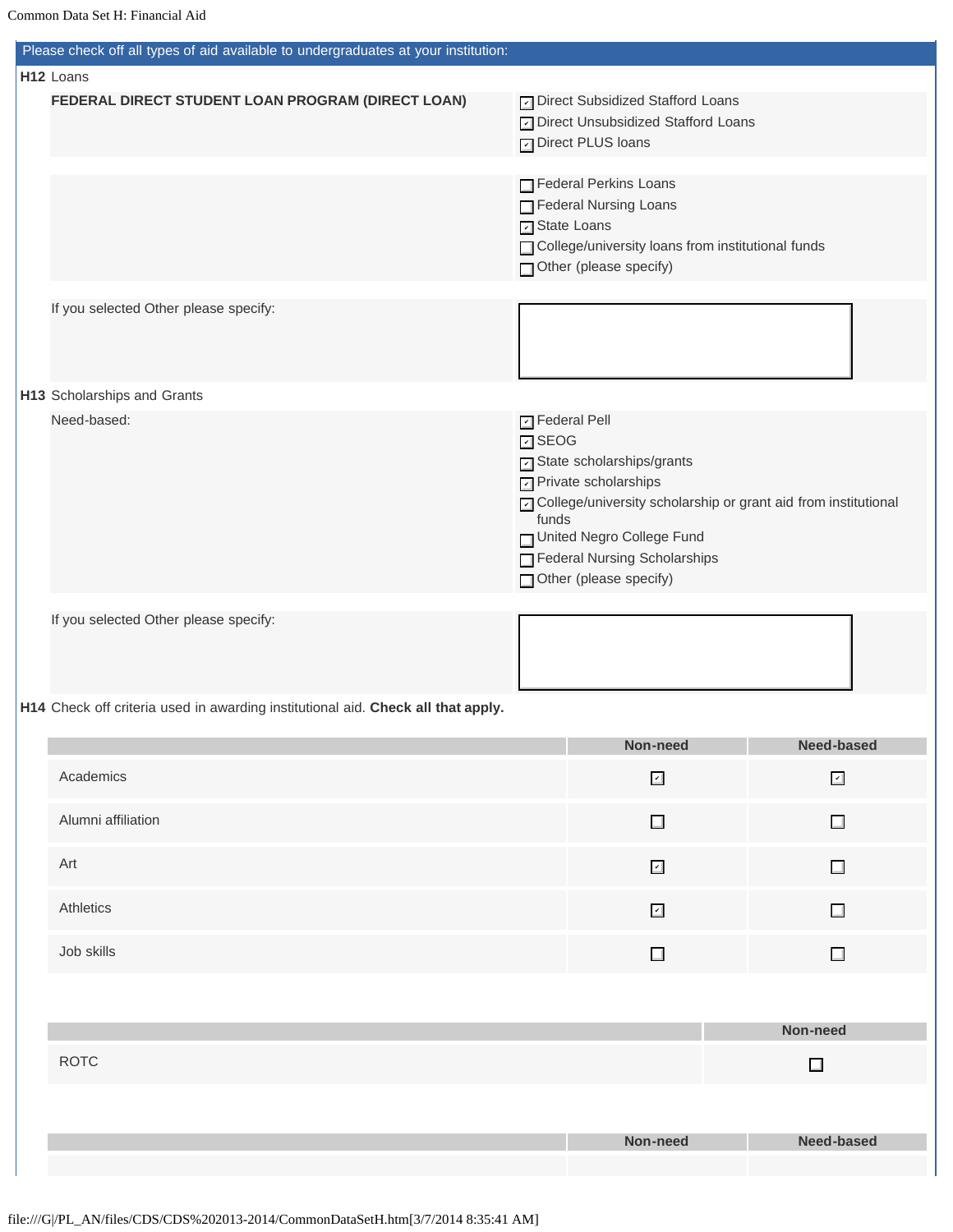Common Data Set H: Financial Aid

Please check off all types of aid available to undergraduates at your institution:

**H12** Loans

**FEDERAL DIRECT STUDENT LOAN PROGRAM (DIRECT LOAN)**

- [x] Direct Subsidized Stafford Loans
- [x] Direct Unsubsidized Stafford Loans
- [x] Direct PLUS loans

- [ ] Federal Perkins Loans
- [ ] Federal Nursing Loans
- [x] State Loans
- [ ] College/university loans from institutional funds
- [ ] Other (please specify)

If you selected Other please specify:

**H13** Scholarships and Grants

Need-based:

- [x] Federal Pell
- [x] SEOG
- [x] State scholarships/grants
- [x] Private scholarships
- [x] College/university scholarship or grant aid from institutional funds
- [ ] United Negro College Fund
- [ ] Federal Nursing Scholarships
- [ ] Other (please specify)

If you selected Other please specify:

**H14** Check off criteria used in awarding institutional aid. **Check all that apply.**

| | Non-need | Need-based |
|---|---|---|
| Academics | [x] | [x] |
| Alumni affiliation | [ ] | [ ] |
| Art | [x] | [ ] |
| Athletics | [x] | [ ] |
| Job skills | [ ] | [ ] |

| | Non-need |
|---|---|
| ROTC | [ ] |

| | Non-need | Need-based |
|---|---|---|
| | | |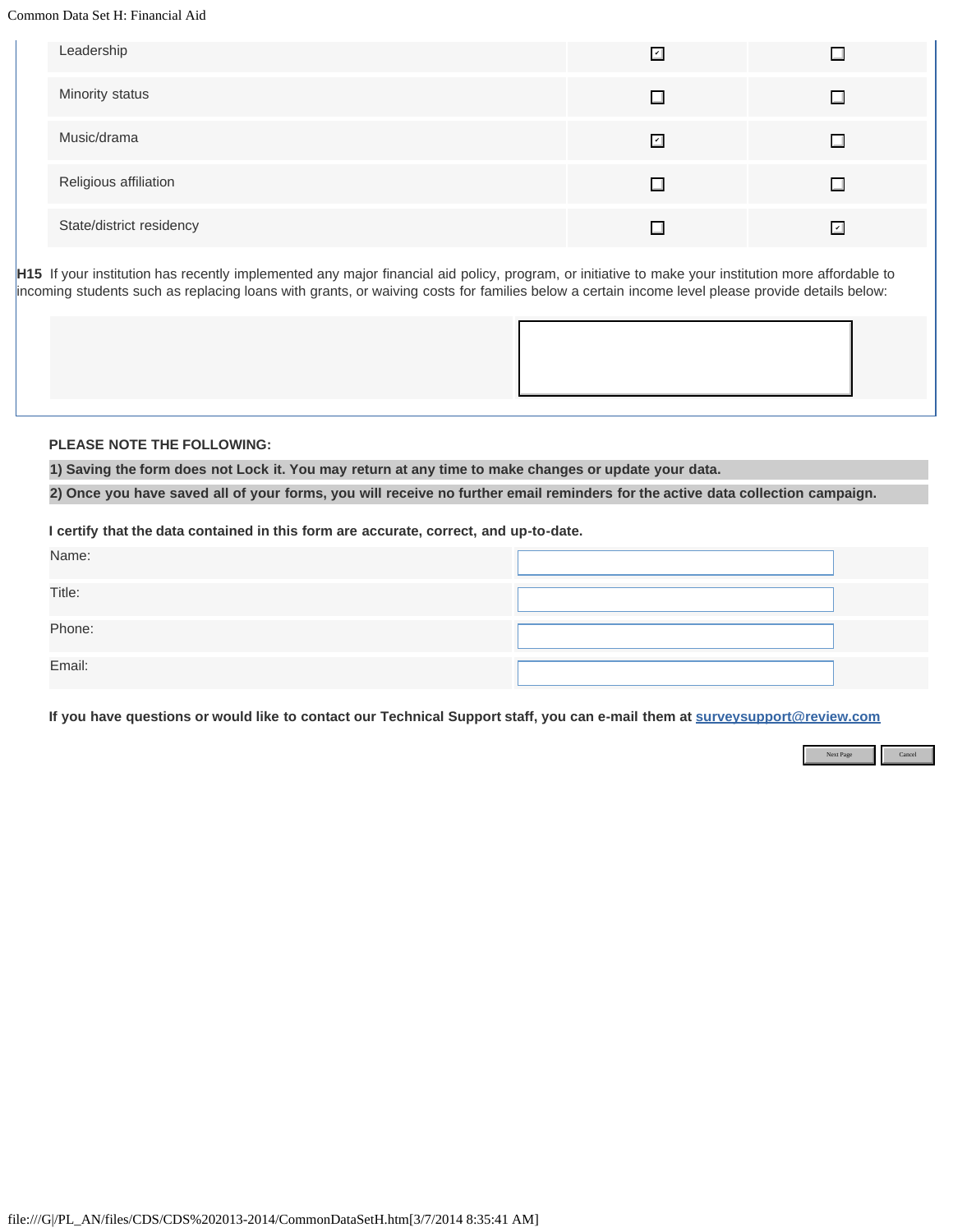| | | |
|---|---|---|
| Leadership | ☑ | ☐ |
| Minority status | ☐ | ☐ |
| Music/drama | ☑ | ☐ |
| Religious affiliation | ☐ | ☐ |
| State/district residency | ☐ | ☑ |

**H15** If your institution has recently implemented any major financial aid policy, program, or initiative to make your institution more affordable to incoming students such as replacing loans with grants, or waiving costs for families below a certain income level please provide details below:

| | |
|---|---|
| | |

**PLEASE NOTE THE FOLLOWING:**

**1) Saving the form does not Lock it. You may return at any time to make changes or update your data.**

**2) Once you have saved all of your forms, you will receive no further email reminders for the active data collection campaign.**

**I certify that the data contained in this form are accurate, correct, and up-to-date.**

| | |
|---|---|
| Name: | |
| Title: | |
| Phone: | |
| Email: | |

**If you have questions or would like to contact our Technical Support staff, you can e-mail them at surveysupport@review.com**

Next Page | Cancel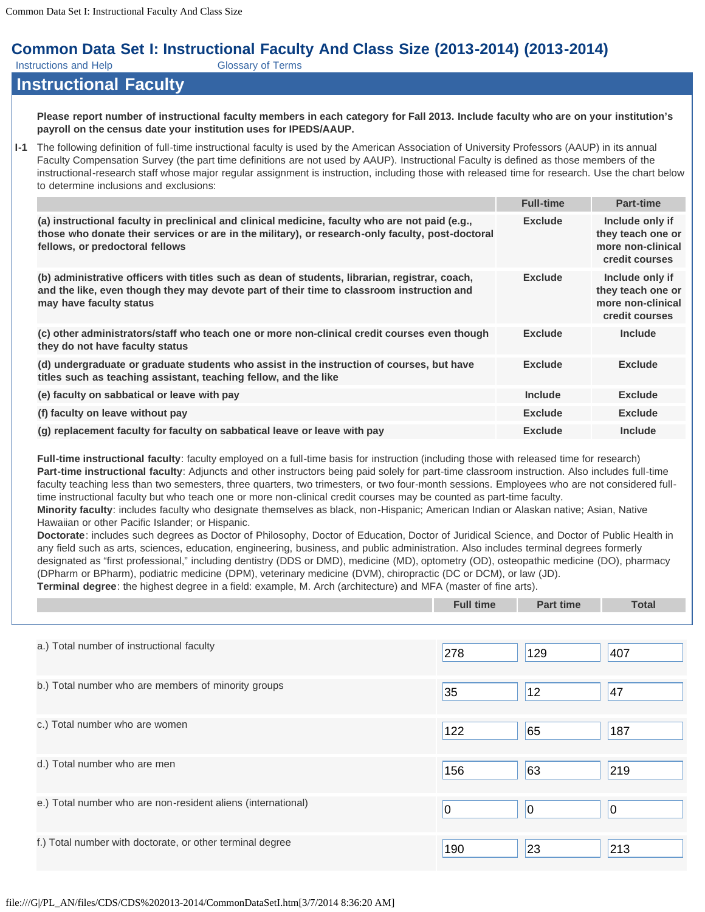# Common Data Set I: Instructional Faculty And Class Size (2013-2014) (2013-2014)

Instructions and Help    Glossary of Terms

## Instructional Faculty

**Please report number of instructional faculty members in each category for Fall 2013. Include faculty who are on your institution's payroll on the census date your institution uses for IPEDS/AAUP.**

**I-1** The following definition of full-time instructional faculty is used by the American Association of University Professors (AAUP) in its annual Faculty Compensation Survey (the part time definitions are not used by AAUP). Instructional Faculty is defined as those members of the instructional-research staff whose major regular assignment is instruction, including those with released time for research. Use the chart below to determine inclusions and exclusions:

| | Full-time | Part-time |
|---|---|---|
| **(a) instructional faculty in preclinical and clinical medicine, faculty who are not paid (e.g., those who donate their services or are in the military), or research-only faculty, post-doctoral fellows, or predoctoral fellows** | Exclude | Include only if they teach one or more non-clinical credit courses |
| **(b) administrative officers with titles such as dean of students, librarian, registrar, coach, and the like, even though they may devote part of their time to classroom instruction and may have faculty status** | Exclude | Include only if they teach one or more non-clinical credit courses |
| **(c) other administrators/staff who teach one or more non-clinical credit courses even though they do not have faculty status** | Exclude | Include |
| **(d) undergraduate or graduate students who assist in the instruction of courses, but have titles such as teaching assistant, teaching fellow, and the like** | Exclude | Exclude |
| **(e) faculty on sabbatical or leave with pay** | Include | Exclude |
| **(f) faculty on leave without pay** | Exclude | Exclude |
| **(g) replacement faculty for faculty on sabbatical leave or leave with pay** | Exclude | Include |

**Full-time instructional faculty**: faculty employed on a full-time basis for instruction (including those with released time for research)
**Part-time instructional faculty**: Adjuncts and other instructors being paid solely for part-time classroom instruction. Also includes full-time faculty teaching less than two semesters, three quarters, two trimesters, or two four-month sessions. Employees who are not considered full-time instructional faculty but who teach one or more non-clinical credit courses may be counted as part-time faculty.
**Minority faculty**: includes faculty who designate themselves as black, non-Hispanic; American Indian or Alaskan native; Asian, Native Hawaiian or other Pacific Islander; or Hispanic.
**Doctorate**: includes such degrees as Doctor of Philosophy, Doctor of Education, Doctor of Juridical Science, and Doctor of Public Health in any field such as arts, sciences, education, engineering, business, and public administration. Also includes terminal degrees formerly designated as "first professional," including dentistry (DDS or DMD), medicine (MD), optometry (OD), osteopathic medicine (DO), pharmacy (DPharm or BPharm), podiatric medicine (DPM), veterinary medicine (DVM), chiropractic (DC or DCM), or law (JD).
**Terminal degree**: the highest degree in a field: example, M. Arch (architecture) and MFA (master of fine arts).

| | Full time | Part time | Total |
|---|---|---|---|
| a.) Total number of instructional faculty | 278 | 129 | 407 |
| b.) Total number who are members of minority groups | 35 | 12 | 47 |
| c.) Total number who are women | 122 | 65 | 187 |
| d.) Total number who are men | 156 | 63 | 219 |
| e.) Total number who are non-resident aliens (international) | 0 | 0 | 0 |
| f.) Total number with doctorate, or other terminal degree | 190 | 23 | 213 |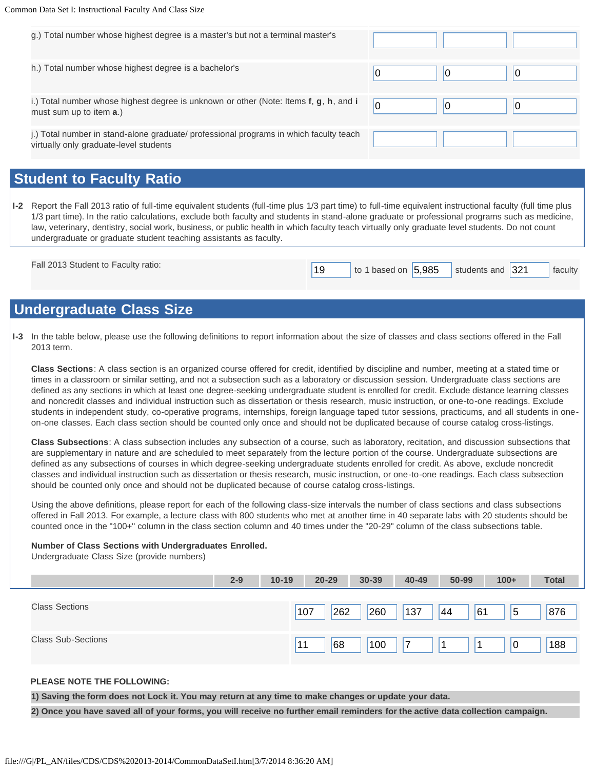| | | | |
|---|---|---|---|
| g.) Total number whose highest degree is a master's but not a terminal master's | | | |
| h.) Total number whose highest degree is a bachelor's | 0 | 0 | 0 |
| i.) Total number whose highest degree is unknown or other (Note: Items **f**, **g**, **h**, and **i** must sum up to item **a**.) | 0 | 0 | 0 |
| j.) Total number in stand-alone graduate/ professional programs in which faculty teach virtually only graduate-level students | | | |

## Student to Faculty Ratio

**I-2** Report the Fall 2013 ratio of full-time equivalent students (full-time plus 1/3 part time) to full-time equivalent instructional faculty (full time plus 1/3 part time). In the ratio calculations, exclude both faculty and students in stand-alone graduate or professional programs such as medicine, law, veterinary, dentistry, social work, business, or public health in which faculty teach virtually only graduate level students. Do not count undergraduate or graduate student teaching assistants as faculty.

Fall 2013 Student to Faculty ratio: 19 to 1 based on 5,985 students and 321 faculty

## Undergraduate Class Size

**I-3** In the table below, please use the following definitions to report information about the size of classes and class sections offered in the Fall 2013 term.

**Class Sections**: A class section is an organized course offered for credit, identified by discipline and number, meeting at a stated time or times in a classroom or similar setting, and not a subsection such as a laboratory or discussion session. Undergraduate class sections are defined as any sections in which at least one degree-seeking undergraduate student is enrolled for credit. Exclude distance learning classes and noncredit classes and individual instruction such as dissertation or thesis research, music instruction, or one-to-one readings. Exclude students in independent study, co-operative programs, internships, foreign language taped tutor sessions, practicums, and all students in one-on-one classes. Each class section should be counted only once and should not be duplicated because of course catalog cross-listings.

**Class Subsections**: A class subsection includes any subsection of a course, such as laboratory, recitation, and discussion subsections that are supplementary in nature and are scheduled to meet separately from the lecture portion of the course. Undergraduate subsections are defined as any subsections of courses in which degree-seeking undergraduate students enrolled for credit. As above, exclude noncredit classes and individual instruction such as dissertation or thesis research, music instruction, or one-to-one readings. Each class subsection should be counted only once and should not be duplicated because of course catalog cross-listings.

Using the above definitions, please report for each of the following class-size intervals the number of class sections and class subsections offered in Fall 2013. For example, a lecture class with 800 students who met at another time in 40 separate labs with 20 students should be counted once in the "100+" column in the class section column and 40 times under the "20-29" column of the class subsections table.

**Number of Class Sections with Undergraduates Enrolled.**
Undergraduate Class Size (provide numbers)

| | 2-9 | 10-19 | 20-29 | 30-39 | 40-49 | 50-99 | 100+ | Total |
|---|---|---|---|---|---|---|---|---|
| Class Sections | 107 | 262 | 260 | 137 | 44 | 61 | 5 | 876 |
| Class Sub-Sections | 11 | 68 | 100 | 7 | 1 | 1 | 0 | 188 |

**PLEASE NOTE THE FOLLOWING:**

**1) Saving the form does not Lock it. You may return at any time to make changes or update your data.**

**2) Once you have saved all of your forms, you will receive no further email reminders for the active data collection campaign.**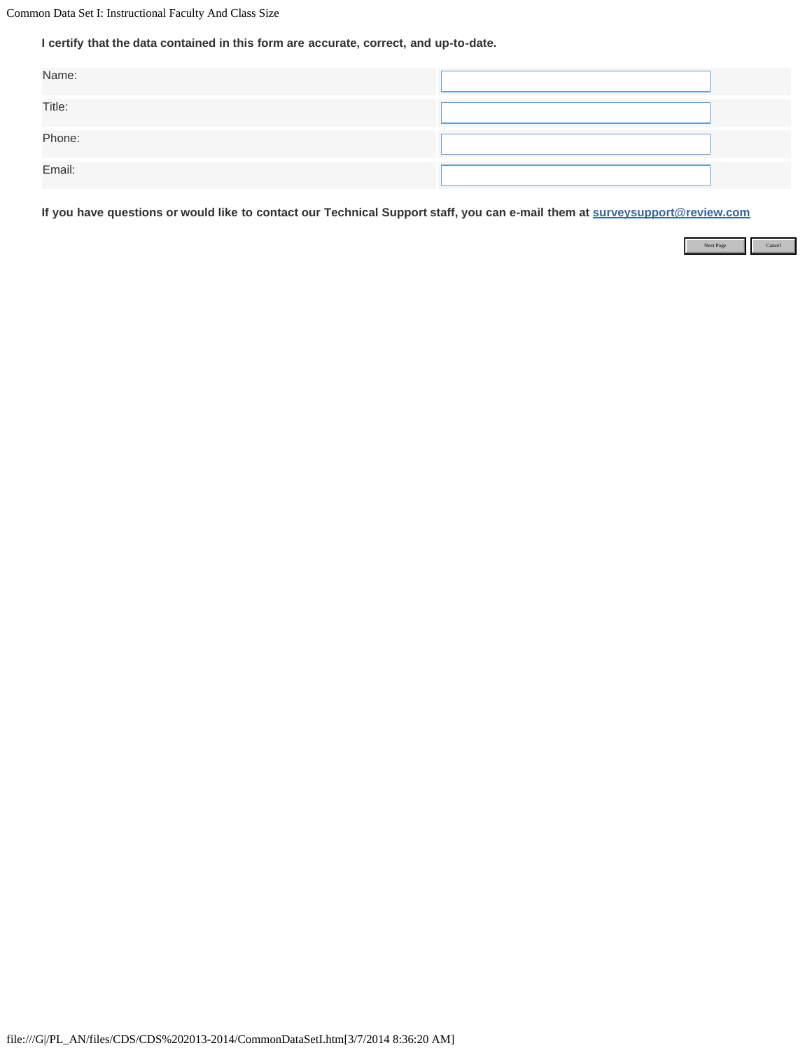**I certify that the data contained in this form are accurate, correct, and up-to-date.**

| | |
|---|---|
| Name: | |
| Title: | |
| Phone: | |
| Email: | |

**If you have questions or would like to contact our Technical Support staff, you can e-mail them at surveysupport@review.com**

Next Page Cancel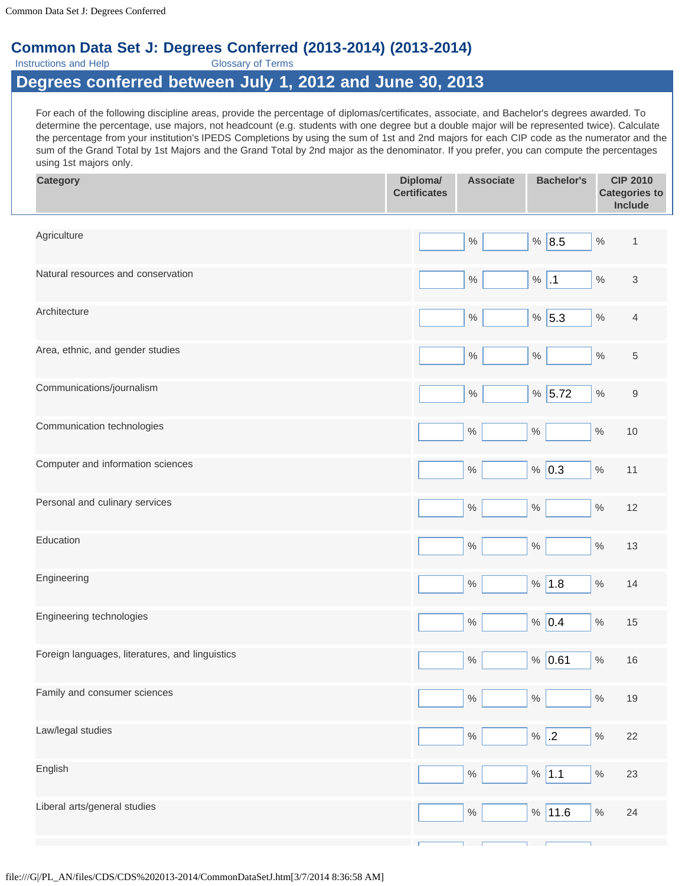# Common Data Set J: Degrees Conferred (2013-2014) (2013-2014)

Instructions and Help Glossary of Terms

## Degrees conferred between July 1, 2012 and June 30, 2013

For each of the following discipline areas, provide the percentage of diplomas/certificates, associate, and Bachelor's degrees awarded. To determine the percentage, use majors, not headcount (e.g. students with one degree but a double major will be represented twice). Calculate the percentage from your institution's IPEDS Completions by using the sum of 1st and 2nd majors for each CIP code as the numerator and the sum of the Grand Total by 1st Majors and the Grand Total by 2nd major as the denominator. If you prefer, you can compute the percentages using 1st majors only.

| Category | Diploma/ Certificates | Associate | Bachelor's | CIP 2010 Categories to Include |
|---|---|---|---|---|
| Agriculture | % | % | 8.5 % | 1 |
| Natural resources and conservation | % | % | .1 % | 3 |
| Architecture | % | % | 5.3 % | 4 |
| Area, ethnic, and gender studies | % | % | % | 5 |
| Communications/journalism | % | % | 5.72 % | 9 |
| Communication technologies | % | % | % | 10 |
| Computer and information sciences | % | % | 0.3 % | 11 |
| Personal and culinary services | % | % | % | 12 |
| Education | % | % | % | 13 |
| Engineering | % | % | 1.8 % | 14 |
| Engineering technologies | % | % | 0.4 % | 15 |
| Foreign languages, literatures, and linguistics | % | % | 0.61 % | 16 |
| Family and consumer sciences | % | % | % | 19 |
| Law/legal studies | % | % | .2 % | 22 |
| English | % | % | 1.1 % | 23 |
| Liberal arts/general studies | % | % | 11.6 % | 24 |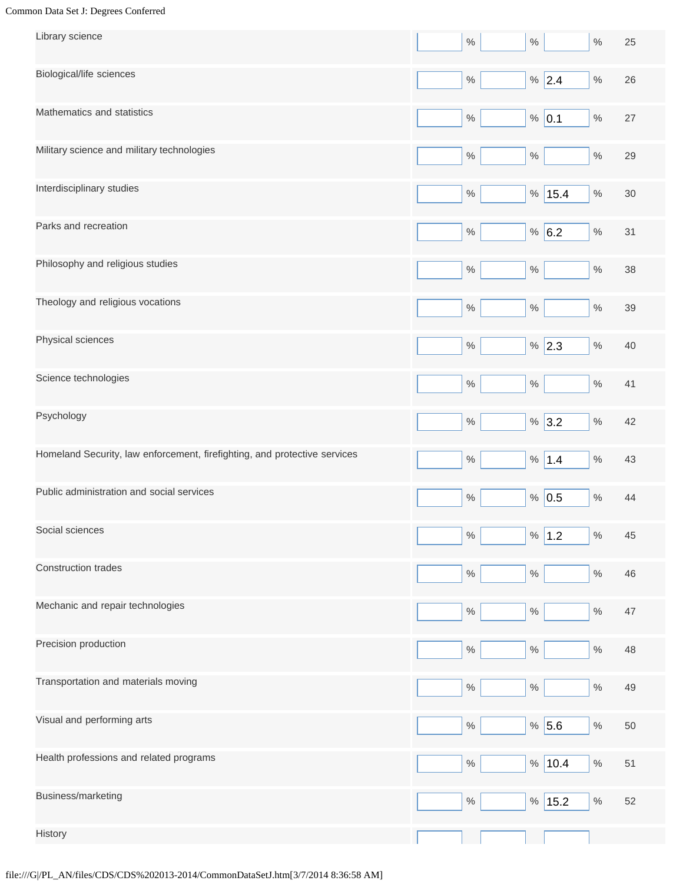| Category | | | | CIP |
|---|---|---|---|---|
| Library science | % | % | % | 25 |
| Biological/life sciences | % | % | 2.4 % | 26 |
| Mathematics and statistics | % | % | 0.1 % | 27 |
| Military science and military technologies | % | % | % | 29 |
| Interdisciplinary studies | % | % | 15.4 % | 30 |
| Parks and recreation | % | % | 6.2 % | 31 |
| Philosophy and religious studies | % | % | % | 38 |
| Theology and religious vocations | % | % | % | 39 |
| Physical sciences | % | % | 2.3 % | 40 |
| Science technologies | % | % | % | 41 |
| Psychology | % | % | 3.2 % | 42 |
| Homeland Security, law enforcement, firefighting, and protective services | % | % | 1.4 % | 43 |
| Public administration and social services | % | % | 0.5 % | 44 |
| Social sciences | % | % | 1.2 % | 45 |
| Construction trades | % | % | % | 46 |
| Mechanic and repair technologies | % | % | % | 47 |
| Precision production | % | % | % | 48 |
| Transportation and materials moving | % | % | % | 49 |
| Visual and performing arts | % | % | 5.6 % | 50 |
| Health professions and related programs | % | % | 10.4 % | 51 |
| Business/marketing | % | % | 15.2 % | 52 |
| History | | | | |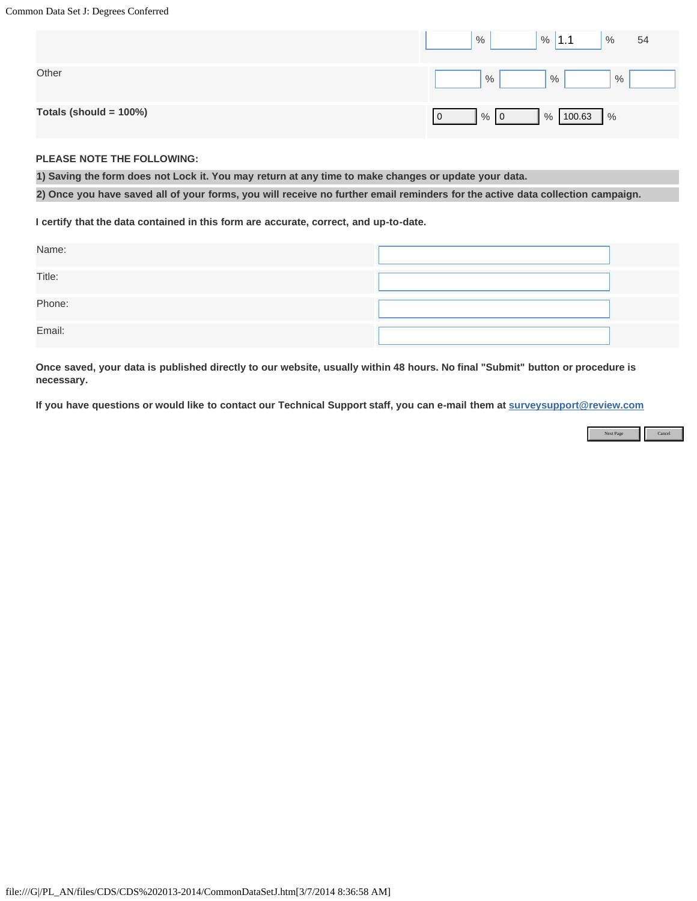|  |  |  |  |  |
|---|---|---|---|---|
|  | % | % | 1.1 % | 54 |
| Other | % | % | % |  |
| **Totals (should = 100%)** | 0 % | 0 % | 100.63 % |  |

**PLEASE NOTE THE FOLLOWING:**

**1) Saving the form does not Lock it. You may return at any time to make changes or update your data.**

**2) Once you have saved all of your forms, you will receive no further email reminders for the active data collection campaign.**

**I certify that the data contained in this form are accurate, correct, and up-to-date.**

| | |
|---|---|
| Name: | |
| Title: | |
| Phone: | |
| Email: | |

**Once saved, your data is published directly to our website, usually within 48 hours. No final "Submit" button or procedure is necessary.**

**If you have questions or would like to contact our Technical Support staff, you can e-mail them at surveysupport@review.com**

Next Page | Cancel